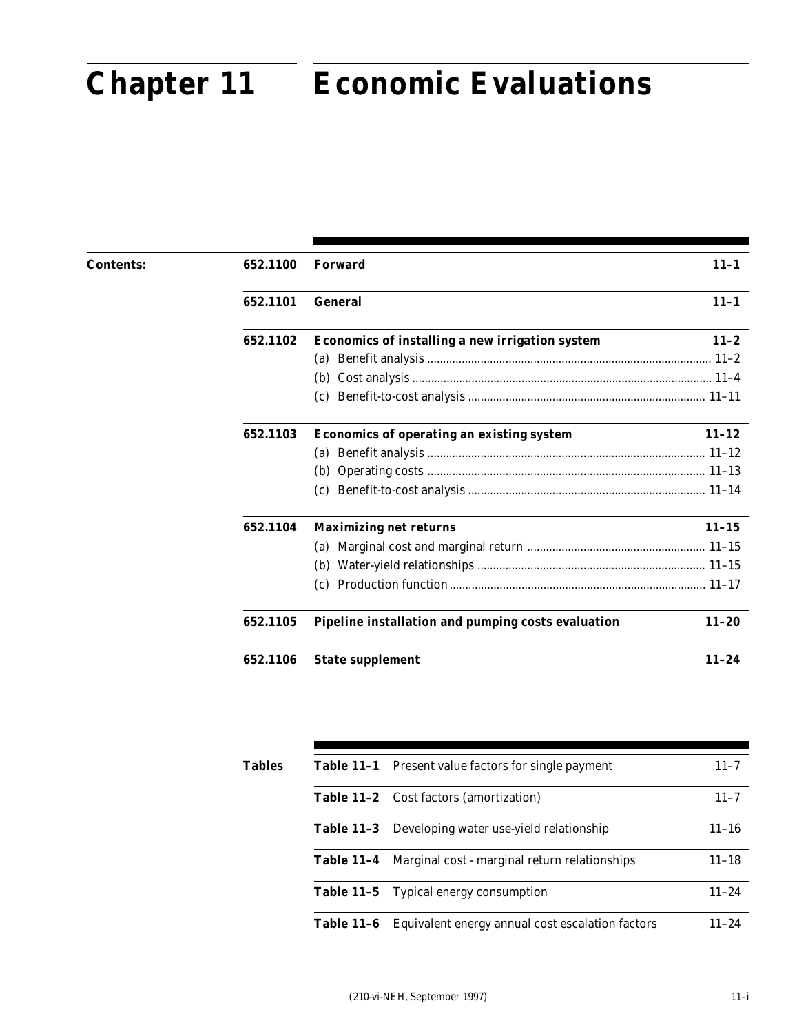# Chapter 11 Economic Evaluations

**Contents:**

| | | |
|---|---|---|
| **652.1100** | **Forward** | **11–1** |
| **652.1101** | **General** | **11–1** |
| **652.1102** | **Economics of installing a new irrigation system** | **11–2** |
| | (a) Benefit analysis | 11–2 |
| | (b) Cost analysis | 11–4 |
| | (c) Benefit-to-cost analysis | 11–11 |
| **652.1103** | **Economics of operating an existing system** | **11–12** |
| | (a) Benefit analysis | 11–12 |
| | (b) Operating costs | 11–13 |
| | (c) Benefit-to-cost analysis | 11–14 |
| **652.1104** | **Maximizing net returns** | **11–15** |
| | (a) Marginal cost and marginal return | 11–15 |
| | (b) Water-yield relationships | 11–15 |
| | (c) Production function | 11–17 |
| **652.1105** | **Pipeline installation and pumping costs evaluation** | **11–20** |
| **652.1106** | **State supplement** | **11–24** |

**Tables**

| | | |
|---|---|---|
| **Table 11–1** | Present value factors for single payment | 11–7 |
| **Table 11–2** | Cost factors (amortization) | 11–7 |
| **Table 11–3** | Developing water use-yield relationship | 11–16 |
| **Table 11–4** | Marginal cost - marginal return relationships | 11–18 |
| **Table 11–5** | Typical energy consumption | 11–24 |
| **Table 11–6** | Equivalent energy annual cost escalation factors | 11–24 |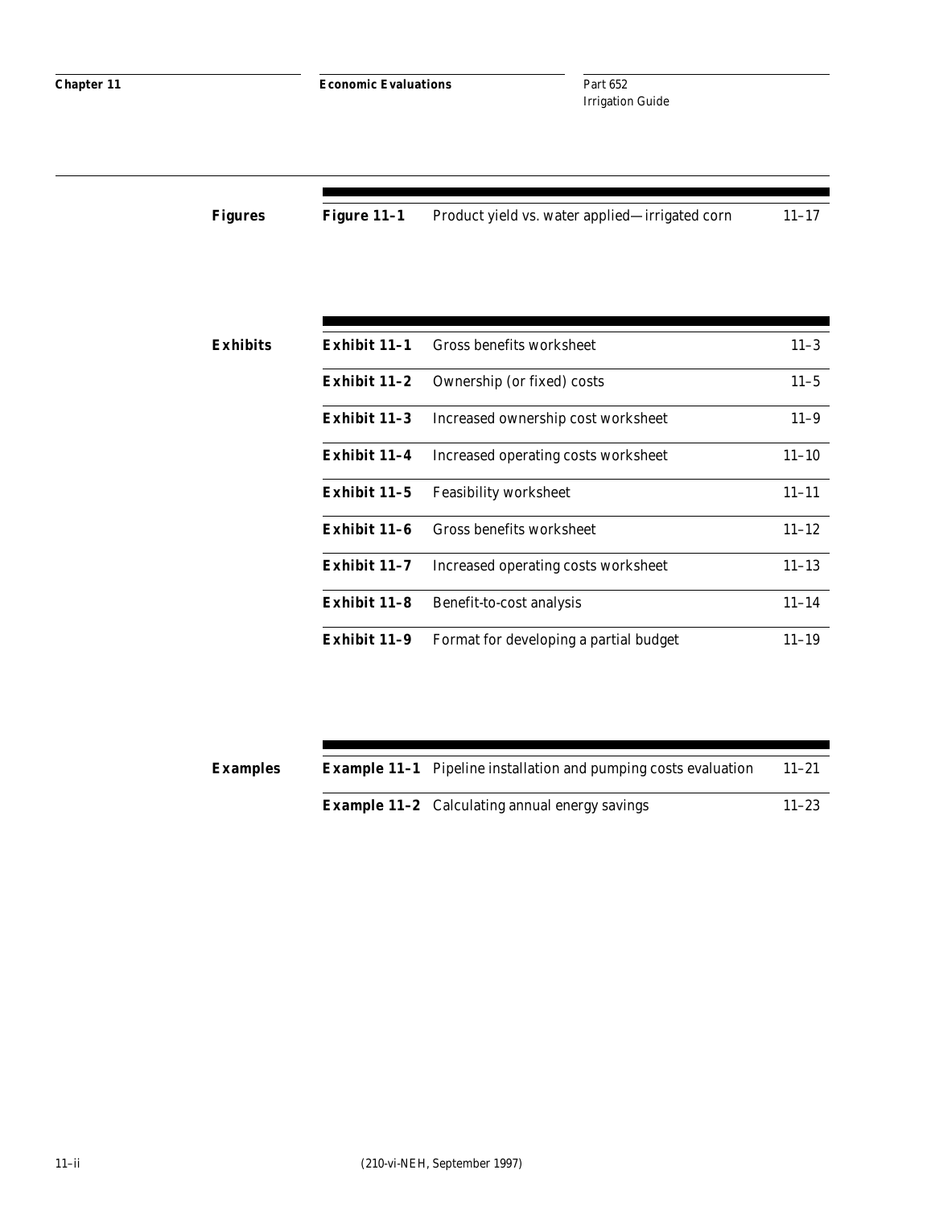## Figures

| | | |
|---|---|---|
| **Figure 11–1** | Product yield vs. water applied—irrigated corn | 11–17 |

## Exhibits

| | | |
|---|---|---|
| **Exhibit 11–1** | Gross benefits worksheet | 11–3 |
| **Exhibit 11–2** | Ownership (or fixed) costs | 11–5 |
| **Exhibit 11–3** | Increased ownership cost worksheet | 11–9 |
| **Exhibit 11–4** | Increased operating costs worksheet | 11–10 |
| **Exhibit 11–5** | Feasibility worksheet | 11–11 |
| **Exhibit 11–6** | Gross benefits worksheet | 11–12 |
| **Exhibit 11–7** | Increased operating costs worksheet | 11–13 |
| **Exhibit 11–8** | Benefit-to-cost analysis | 11–14 |
| **Exhibit 11–9** | Format for developing a partial budget | 11–19 |

## Examples

| | | |
|---|---|---|
| **Example 11–1** | Pipeline installation and pumping costs evaluation | 11–21 |
| **Example 11–2** | Calculating annual energy savings | 11–23 |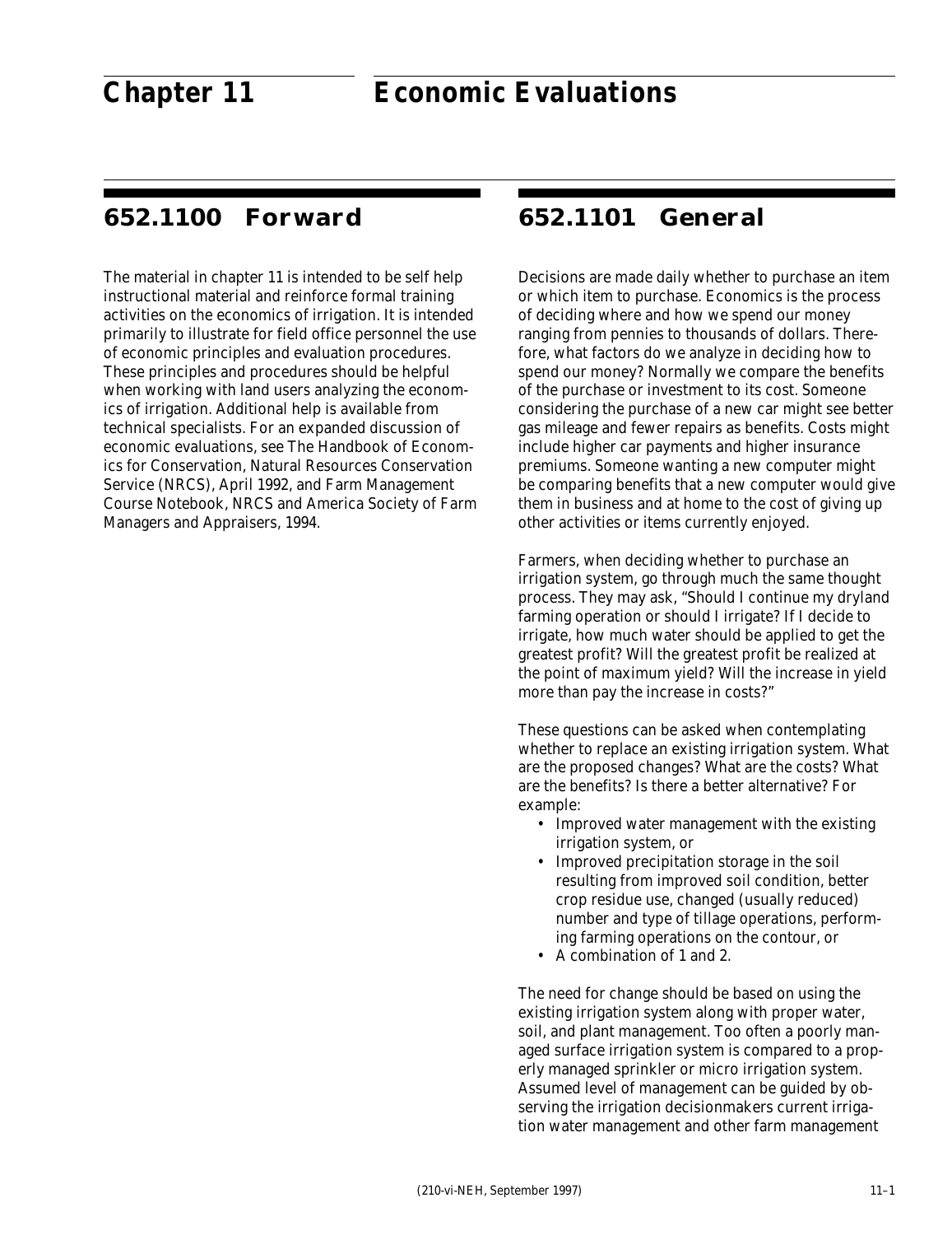# Chapter 11 Economic Evaluations

## 652.1100 Forward

The material in chapter 11 is intended to be self help instructional material and reinforce formal training activities on the economics of irrigation. It is intended primarily to illustrate for field office personnel the use of economic principles and evaluation procedures. These principles and procedures should be helpful when working with land users analyzing the economics of irrigation. Additional help is available from technical specialists. For an expanded discussion of economic evaluations, see The Handbook of Economics for Conservation, Natural Resources Conservation Service (NRCS), April 1992, and Farm Management Course Notebook, NRCS and America Society of Farm Managers and Appraisers, 1994.

## 652.1101 General

Decisions are made daily whether to purchase an item or which item to purchase. Economics is the process of deciding where and how we spend our money ranging from pennies to thousands of dollars. Therefore, what factors do we analyze in deciding how to spend our money? Normally we compare the benefits of the purchase or investment to its cost. Someone considering the purchase of a new car might see better gas mileage and fewer repairs as benefits. Costs might include higher car payments and higher insurance premiums. Someone wanting a new computer might be comparing benefits that a new computer would give them in business and at home to the cost of giving up other activities or items currently enjoyed.

Farmers, when deciding whether to purchase an irrigation system, go through much the same thought process. They may ask, "Should I continue my dryland farming operation or should I irrigate? If I decide to irrigate, how much water should be applied to get the greatest profit? Will the greatest profit be realized at the point of maximum yield? Will the increase in yield more than pay the increase in costs?"

These questions can be asked when contemplating whether to replace an existing irrigation system. What are the proposed changes? What are the costs? What are the benefits? Is there a better alternative? For example:

- Improved water management with the existing irrigation system, or
- Improved precipitation storage in the soil resulting from improved soil condition, better crop residue use, changed (usually reduced) number and type of tillage operations, performing farming operations on the contour, or
- A combination of 1 and 2.

The need for change should be based on using the existing irrigation system along with proper water, soil, and plant management. Too often a poorly managed surface irrigation system is compared to a properly managed sprinkler or micro irrigation system. Assumed level of management can be guided by observing the irrigation decisionmakers current irrigation water management and other farm management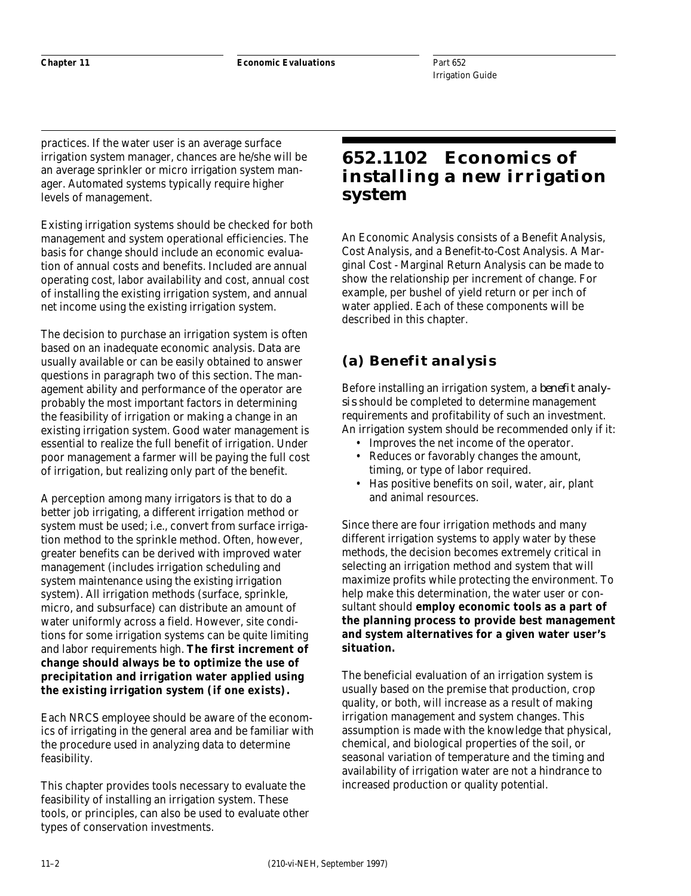practices. If the water user is an average surface irrigation system manager, chances are he/she will be an average sprinkler or micro irrigation system manager. Automated systems typically require higher levels of management.

Existing irrigation systems should be checked for both management and system operational efficiencies. The basis for change should include an economic evaluation of annual costs and benefits. Included are annual operating cost, labor availability and cost, annual cost of installing the existing irrigation system, and annual net income using the existing irrigation system.

The decision to purchase an irrigation system is often based on an inadequate economic analysis. Data are usually available or can be easily obtained to answer questions in paragraph two of this section. The management ability and performance of the operator are probably the most important factors in determining the feasibility of irrigation or making a change in an existing irrigation system. Good water management is essential to realize the full benefit of irrigation. Under poor management a farmer will be paying the full cost of irrigation, but realizing only part of the benefit.

A perception among many irrigators is that to do a better job irrigating, a different irrigation method or system must be used; i.e., convert from surface irrigation method to the sprinkle method. Often, however, greater benefits can be derived with improved water management (includes irrigation scheduling and system maintenance using the existing irrigation system). All irrigation methods (surface, sprinkle, micro, and subsurface) can distribute an amount of water uniformly across a field. However, site conditions for some irrigation systems can be quite limiting and labor requirements high. **The first increment of change should always be to optimize the use of precipitation and irrigation water applied using the existing irrigation system (if one exists).**

Each NRCS employee should be aware of the economics of irrigating in the general area and be familiar with the procedure used in analyzing data to determine feasibility.

This chapter provides tools necessary to evaluate the feasibility of installing an irrigation system. These tools, or principles, can also be used to evaluate other types of conservation investments.

# 652.1102 Economics of installing a new irrigation system

An Economic Analysis consists of a Benefit Analysis, Cost Analysis, and a Benefit-to-Cost Analysis. A Marginal Cost - Marginal Return Analysis can be made to show the relationship per increment of change. For example, per bushel of yield return or per inch of water applied. Each of these components will be described in this chapter.

## (a) Benefit analysis

Before installing an irrigation system, a *benefit analysis* should be completed to determine management requirements and profitability of such an investment. An irrigation system should be recommended only if it:

- Improves the net income of the operator.
- Reduces or favorably changes the amount, timing, or type of labor required.
- Has positive benefits on soil, water, air, plant and animal resources.

Since there are four irrigation methods and many different irrigation systems to apply water by these methods, the decision becomes extremely critical in selecting an irrigation method and system that will maximize profits while protecting the environment. To help make this determination, the water user or consultant should **employ economic tools as a part of the planning process to provide best management and system alternatives for a given water user's situation.**

The beneficial evaluation of an irrigation system is usually based on the premise that production, crop quality, or both, will increase as a result of making irrigation management and system changes. This assumption is made with the knowledge that physical, chemical, and biological properties of the soil, or seasonal variation of temperature and the timing and availability of irrigation water are not a hindrance to increased production or quality potential.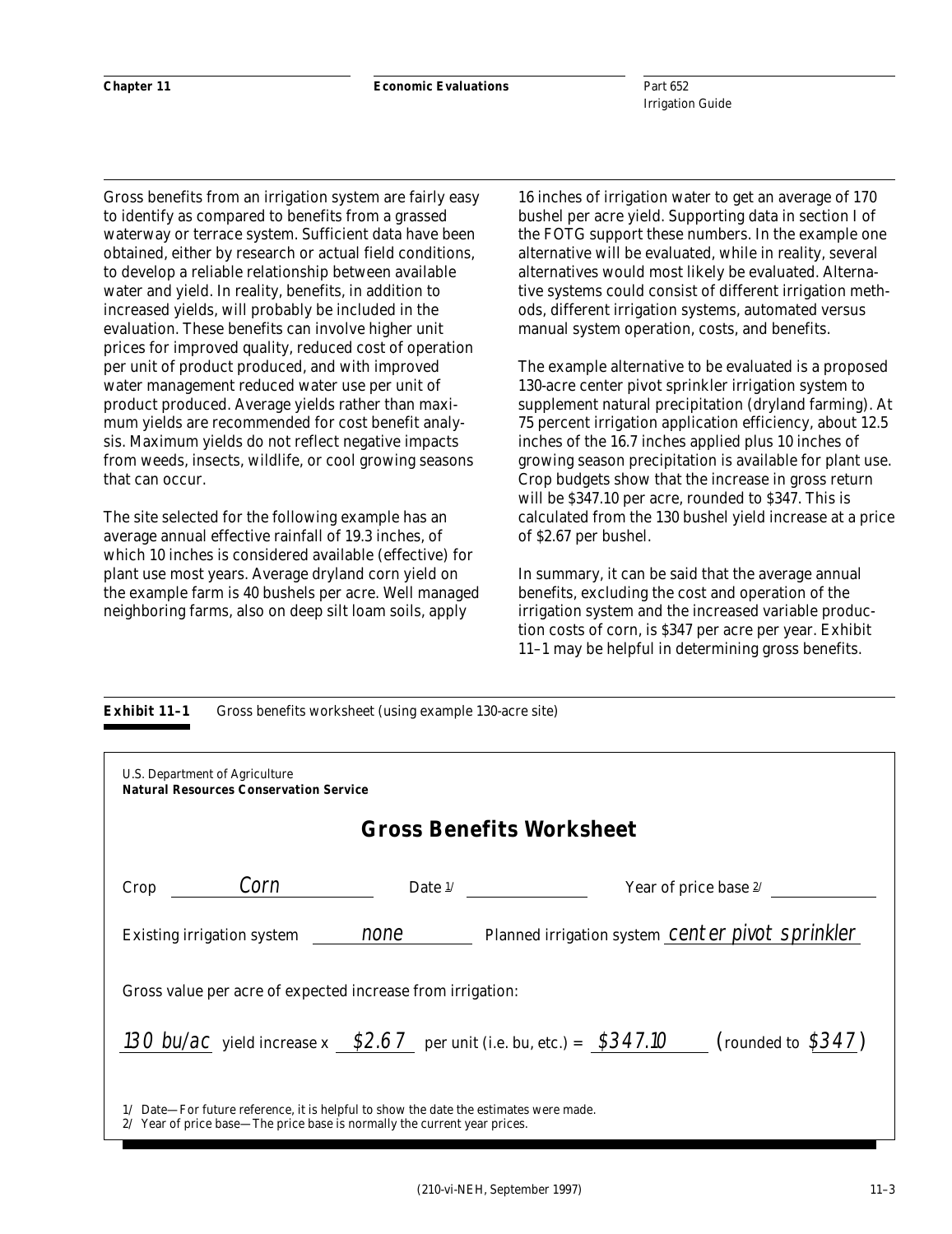Gross benefits from an irrigation system are fairly easy to identify as compared to benefits from a grassed waterway or terrace system. Sufficient data have been obtained, either by research or actual field conditions, to develop a reliable relationship between available water and yield. In reality, benefits, in addition to increased yields, will probably be included in the evaluation. These benefits can involve higher unit prices for improved quality, reduced cost of operation per unit of product produced, and with improved water management reduced water use per unit of product produced. Average yields rather than maximum yields are recommended for cost benefit analysis. Maximum yields do not reflect negative impacts from weeds, insects, wildlife, or cool growing seasons that can occur.

The site selected for the following example has an average annual effective rainfall of 19.3 inches, of which 10 inches is considered available (effective) for plant use most years. Average dryland corn yield on the example farm is 40 bushels per acre. Well managed neighboring farms, also on deep silt loam soils, apply 16 inches of irrigation water to get an average of 170 bushel per acre yield. Supporting data in section I of the FOTG support these numbers. In the example one alternative will be evaluated, while in reality, several alternatives would most likely be evaluated. Alternative systems could consist of different irrigation methods, different irrigation systems, automated versus manual system operation, costs, and benefits.

The example alternative to be evaluated is a proposed 130-acre center pivot sprinkler irrigation system to supplement natural precipitation (dryland farming). At 75 percent irrigation application efficiency, about 12.5 inches of the 16.7 inches applied plus 10 inches of growing season precipitation is available for plant use. Crop budgets show that the increase in gross return will be $347.10 per acre, rounded to $347. This is calculated from the 130 bushel yield increase at a price of $2.67 per bushel.

In summary, it can be said that the average annual benefits, excluding the cost and operation of the irrigation system and the increased variable production costs of corn, is $347 per acre per year. Exhibit 11–1 may be helpful in determining gross benefits.

**Exhibit 11–1** Gross benefits worksheet (using example 130-acre site)

U.S. Department of Agriculture
**Natural Resources Conservation Service**

## Gross Benefits Worksheet

Crop ___Corn___ Date [1] ________ Year of price base [2] ________

Existing irrigation system ___none___ Planned irrigation system ___center pivot sprinkler___

Gross value per acre of expected increase from irrigation:

___130 bu/ac___ yield increase x ___$2.67___ per unit (i.e. bu, etc.) = ___$347.10___ (rounded to ___$347___)

1/ Date—For future reference, it is helpful to show the date the estimates were made.
2/ Year of price base—The price base is normally the current year prices.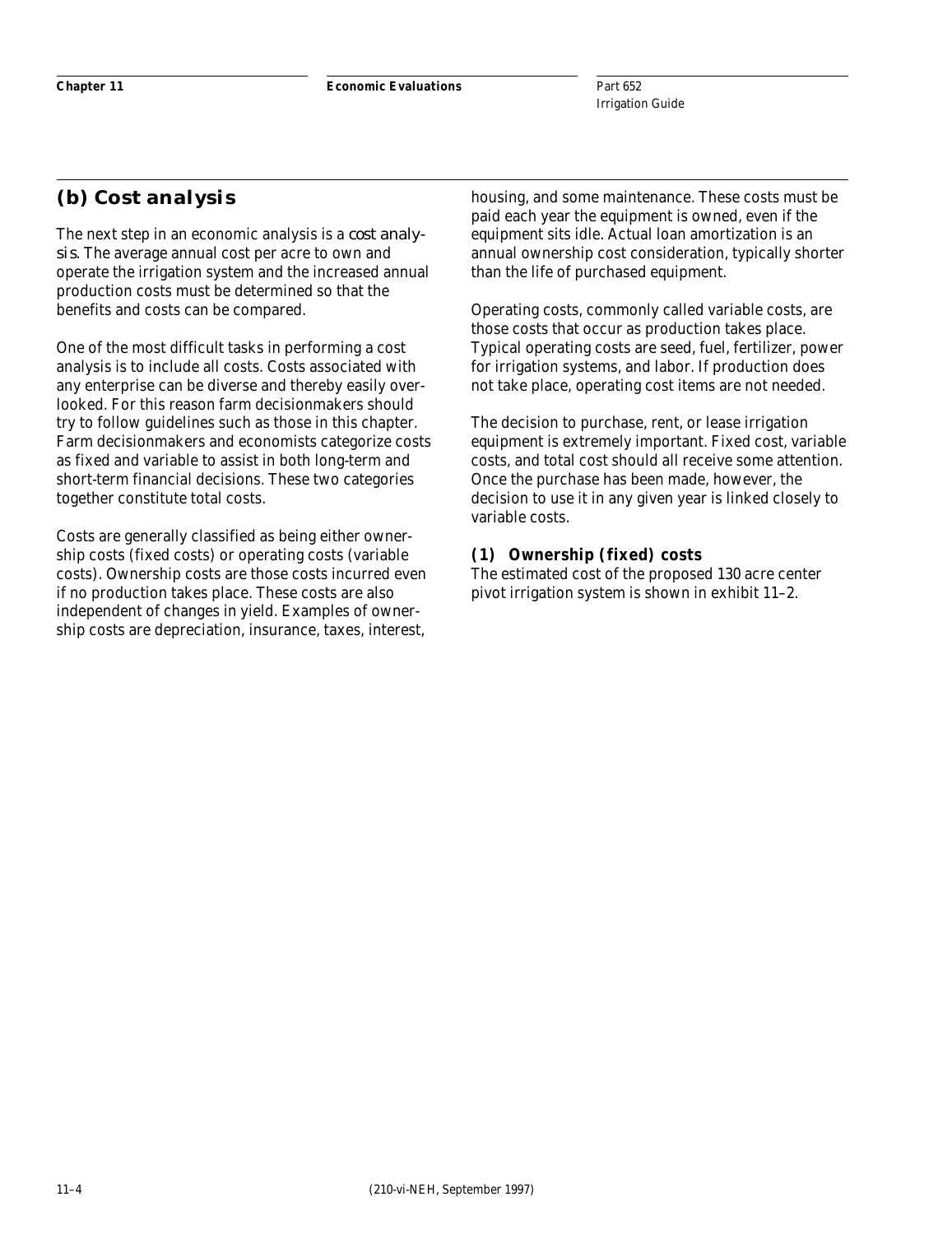## (b) Cost analysis

The next step in an economic analysis is a *cost analysis*. The average annual cost per acre to own and operate the irrigation system and the increased annual production costs must be determined so that the benefits and costs can be compared.

One of the most difficult tasks in performing a cost analysis is to include all costs. Costs associated with any enterprise can be diverse and thereby easily overlooked. For this reason farm decisionmakers should try to follow guidelines such as those in this chapter. Farm decisionmakers and economists categorize costs as fixed and variable to assist in both long-term and short-term financial decisions. These two categories together constitute total costs.

Costs are generally classified as being either ownership costs (fixed costs) or operating costs (variable costs). Ownership costs are those costs incurred even if no production takes place. These costs are also independent of changes in yield. Examples of ownership costs are depreciation, insurance, taxes, interest, housing, and some maintenance. These costs must be paid each year the equipment is owned, even if the equipment sits idle. Actual loan amortization is an annual ownership cost consideration, typically shorter than the life of purchased equipment.

Operating costs, commonly called variable costs, are those costs that occur as production takes place. Typical operating costs are seed, fuel, fertilizer, power for irrigation systems, and labor. If production does not take place, operating cost items are not needed.

The decision to purchase, rent, or lease irrigation equipment is extremely important. Fixed cost, variable costs, and total cost should all receive some attention. Once the purchase has been made, however, the decision to use it in any given year is linked closely to variable costs.

### (1) Ownership (fixed) costs

The estimated cost of the proposed 130 acre center pivot irrigation system is shown in exhibit 11–2.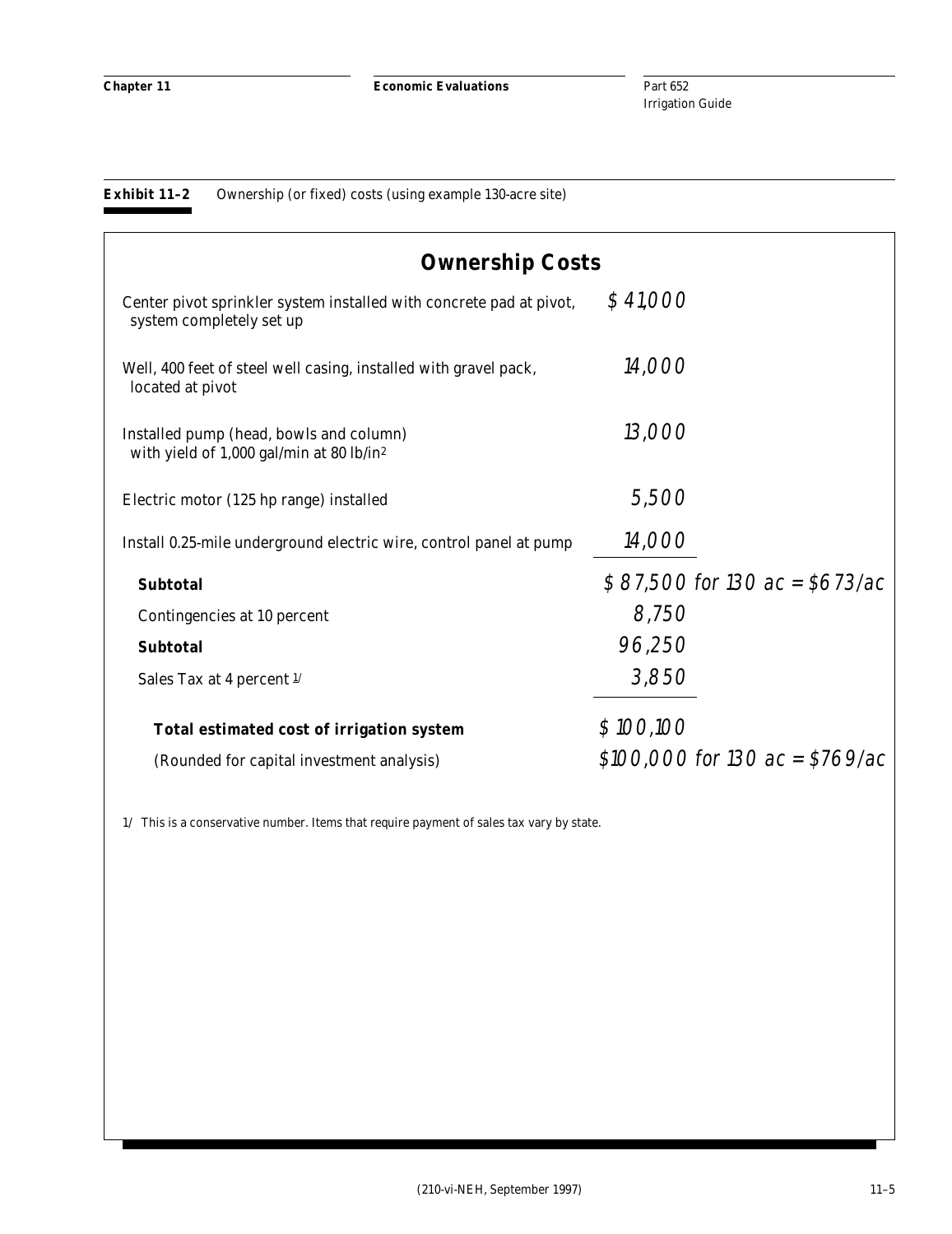**Exhibit 11–2** Ownership (or fixed) costs (using example 130-acre site)

## Ownership Costs

| Item | Cost |
|---|---|
| Center pivot sprinkler system installed with concrete pad at pivot, system completely set up | $ 41,000 |
| Well, 400 feet of steel well casing, installed with gravel pack, located at pivot | 14,000 |
| Installed pump (head, bowls and column) with yield of 1,000 gal/min at 80 lb/in[2] | 13,000 |
| Electric motor (125 hp range) installed | 5,500 |
| Install 0.25-mile underground electric wire, control panel at pump | 14,000 |
| **Subtotal** | $ 87,500 for 130 ac = $673/ac |
| Contingencies at 10 percent | 8,750 |
| **Subtotal** | 96,250 |
| Sales Tax at 4 percent 1/ | 3,850 |
| **Total estimated cost of irrigation system** | $ 100,100 |
| (Rounded for capital investment analysis) | $100,000 for 130 ac = $769/ac |

1/ This is a conservative number. Items that require payment of sales tax vary by state.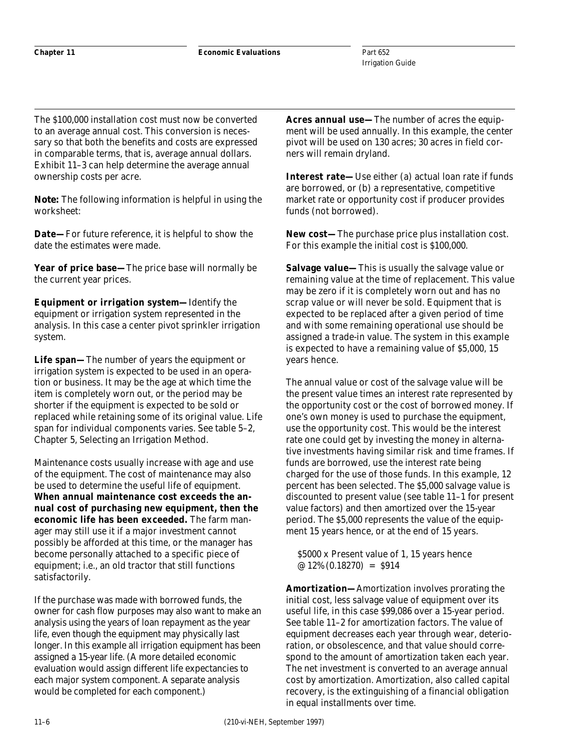The $100,000 installation cost must now be converted to an average annual cost. This conversion is necessary so that both the benefits and costs are expressed in comparable terms, that is, average annual dollars. Exhibit 11–3 can help determine the average annual ownership costs per acre.

**Note:** The following information is helpful in using the worksheet:

**Date—** For future reference, it is helpful to show the date the estimates were made.

**Year of price base—** The price base will normally be the current year prices.

**Equipment or irrigation system—** Identify the equipment or irrigation system represented in the analysis. In this case a center pivot sprinkler irrigation system.

**Life span—** The number of years the equipment or irrigation system is expected to be used in an operation or business. It may be the age at which time the item is completely worn out, or the period may be shorter if the equipment is expected to be sold or replaced while retaining some of its original value. Life span for individual components varies. See table 5–2, Chapter 5, Selecting an Irrigation Method.

Maintenance costs usually increase with age and use of the equipment. The cost of maintenance may also be used to determine the useful life of equipment. **When annual maintenance cost exceeds the annual cost of purchasing new equipment, then the economic life has been exceeded.** The farm manager may still use it if a major investment cannot possibly be afforded at this time, or the manager has become personally attached to a specific piece of equipment; i.e., an old tractor that still functions satisfactorily.

If the purchase was made with borrowed funds, the owner for cash flow purposes may also want to make an analysis using the years of loan repayment as the year life, even though the equipment may physically last longer. In this example all irrigation equipment has been assigned a 15-year life. (A more detailed economic evaluation would assign different life expectancies to each major system component. A separate analysis would be completed for each component.)

**Acres annual use—** The number of acres the equipment will be used annually. In this example, the center pivot will be used on 130 acres; 30 acres in field corners will remain dryland.

**Interest rate—** Use either (a) actual loan rate if funds are borrowed, or (b) a representative, competitive market rate or opportunity cost if producer provides funds (not borrowed).

**New cost—** The purchase price plus installation cost. For this example the initial cost is $100,000.

**Salvage value—** This is usually the salvage value or remaining value at the time of replacement. This value may be zero if it is completely worn out and has no scrap value or will never be sold. Equipment that is expected to be replaced after a given period of time and with some remaining operational use should be assigned a trade-in value. The system in this example is expected to have a remaining value of $5,000, 15 years hence.

The annual value or cost of the salvage value will be the present value times an interest rate represented by the opportunity cost or the cost of borrowed money. If one's own money is used to purchase the equipment, use the opportunity cost. This would be the interest rate one could get by investing the money in alternative investments having similar risk and time frames. If funds are borrowed, use the interest rate being charged for the use of those funds. In this example, 12 percent has been selected. The $5,000 salvage value is discounted to present value (see table 11–1 for present value factors) and then amortized over the 15-year period. The $5,000 represents the value of the equipment 15 years hence, or at the end of 15 years.

$5000 x Present value of 1, 15 years hence @ 12% (0.18270) = $914

**Amortization—** Amortization involves prorating the initial cost, less salvage value of equipment over its useful life, in this case $99,086 over a 15-year period. See table 11–2 for amortization factors. The value of equipment decreases each year through wear, deterioration, or obsolescence, and that value should correspond to the amount of amortization taken each year. The net investment is converted to an average annual cost by amortization. Amortization, also called capital recovery, is the extinguishing of a financial obligation in equal installments over time.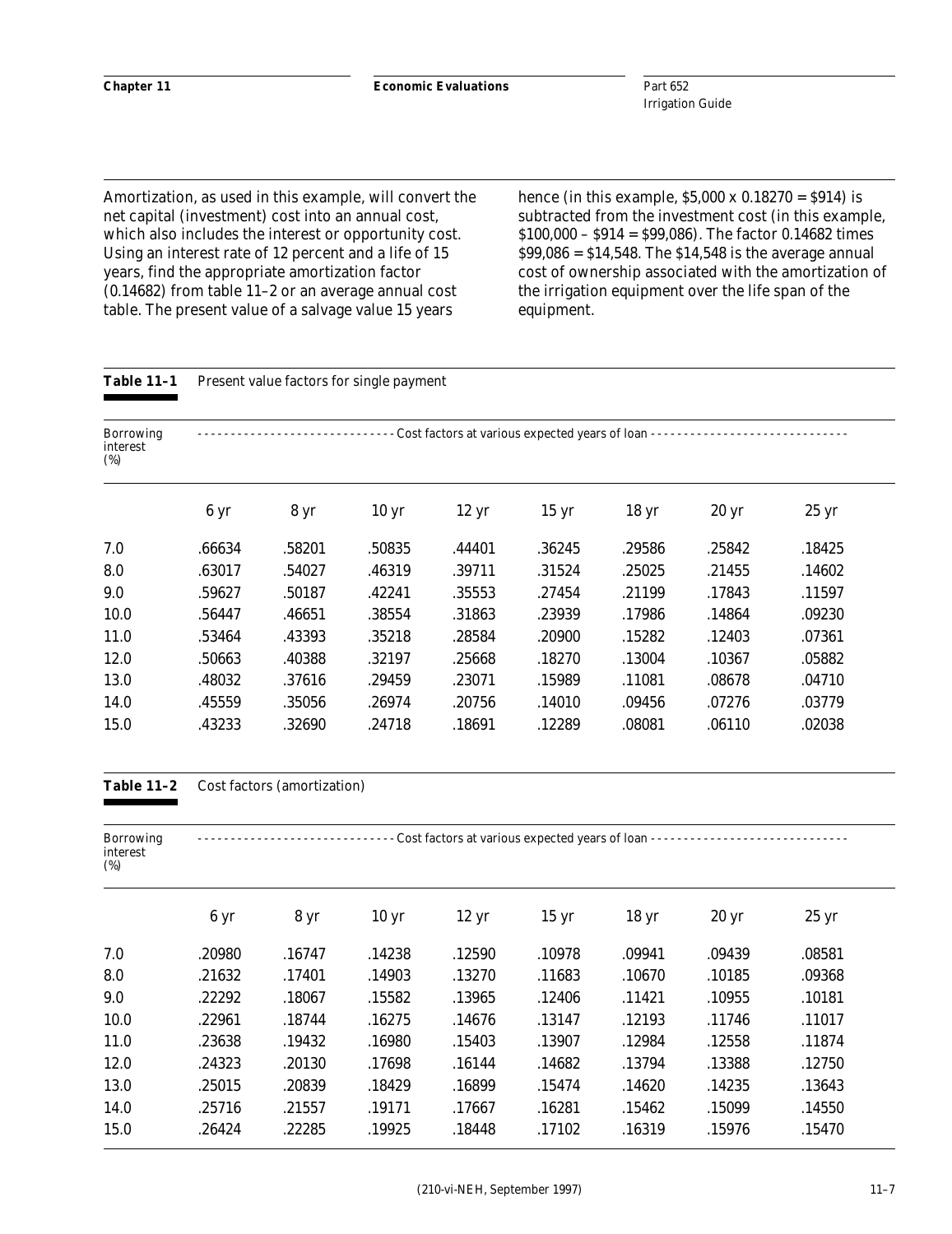Amortization, as used in this example, will convert the net capital (investment) cost into an annual cost, which also includes the interest or opportunity cost. Using an interest rate of 12 percent and a life of 15 years, find the appropriate amortization factor (0.14682) from table 11–2 or an average annual cost table. The present value of a salvage value 15 years hence (in this example, $5,000 x 0.18270 = $914) is subtracted from the investment cost (in this example, $100,000 – $914 = $99,086). The factor 0.14682 times $99,086 = $14,548. The $14,548 is the average annual cost of ownership associated with the amortization of the irrigation equipment over the life span of the equipment.

**Table 11–1** Present value factors for single payment

| Borrowing interest (%) | Cost factors at various expected years of loan | | | | | | | |
|---|---|---|---|---|---|---|---|---|
| | 6 yr | 8 yr | 10 yr | 12 yr | 15 yr | 18 yr | 20 yr | 25 yr |
| 7.0 | .66634 | .58201 | .50835 | .44401 | .36245 | .29586 | .25842 | .18425 |
| 8.0 | .63017 | .54027 | .46319 | .39711 | .31524 | .25025 | .21455 | .14602 |
| 9.0 | .59627 | .50187 | .42241 | .35553 | .27454 | .21199 | .17843 | .11597 |
| 10.0 | .56447 | .46651 | .38554 | .31863 | .23939 | .17986 | .14864 | .09230 |
| 11.0 | .53464 | .43393 | .35218 | .28584 | .20900 | .15282 | .12403 | .07361 |
| 12.0 | .50663 | .40388 | .32197 | .25668 | .18270 | .13004 | .10367 | .05882 |
| 13.0 | .48032 | .37616 | .29459 | .23071 | .15989 | .11081 | .08678 | .04710 |
| 14.0 | .45559 | .35056 | .26974 | .20756 | .14010 | .09456 | .07276 | .03779 |
| 15.0 | .43233 | .32690 | .24718 | .18691 | .12289 | .08081 | .06110 | .02038 |

**Table 11–2** Cost factors (amortization)

| Borrowing interest (%) | Cost factors at various expected years of loan | | | | | | | |
|---|---|---|---|---|---|---|---|---|
| | 6 yr | 8 yr | 10 yr | 12 yr | 15 yr | 18 yr | 20 yr | 25 yr |
| 7.0 | .20980 | .16747 | .14238 | .12590 | .10978 | .09941 | .09439 | .08581 |
| 8.0 | .21632 | .17401 | .14903 | .13270 | .11683 | .10670 | .10185 | .09368 |
| 9.0 | .22292 | .18067 | .15582 | .13965 | .12406 | .11421 | .10955 | .10181 |
| 10.0 | .22961 | .18744 | .16275 | .14676 | .13147 | .12193 | .11746 | .11017 |
| 11.0 | .23638 | .19432 | .16980 | .15403 | .13907 | .12984 | .12558 | .11874 |
| 12.0 | .24323 | .20130 | .17698 | .16144 | .14682 | .13794 | .13388 | .12750 |
| 13.0 | .25015 | .20839 | .18429 | .16899 | .15474 | .14620 | .14235 | .13643 |
| 14.0 | .25716 | .21557 | .19171 | .17667 | .16281 | .15462 | .15099 | .14550 |
| 15.0 | .26424 | .22285 | .19925 | .18448 | .17102 | .16319 | .15976 | .15470 |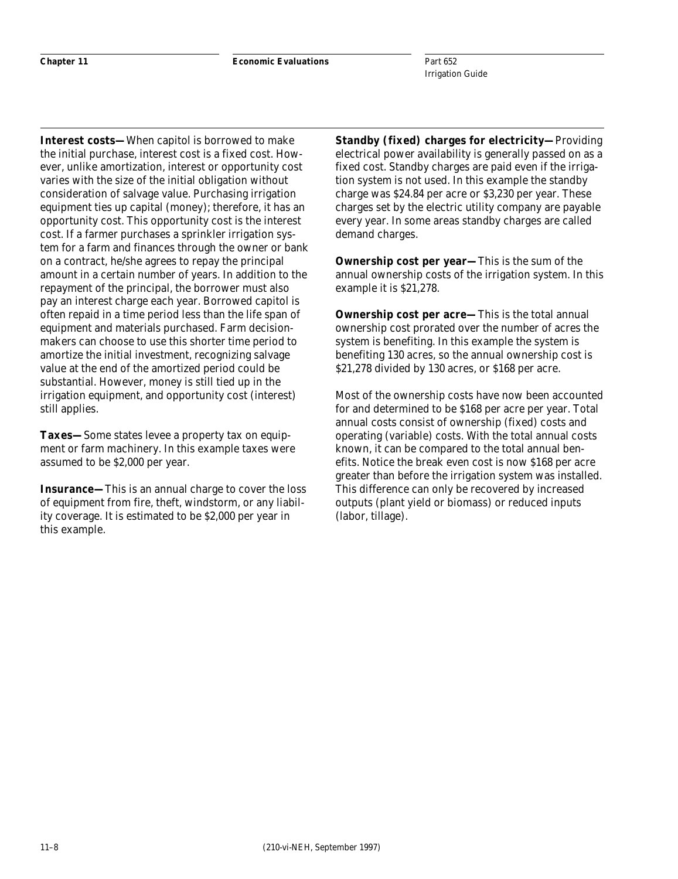**Interest costs—** When capitol is borrowed to make the initial purchase, interest cost is a fixed cost. However, unlike amortization, interest or opportunity cost varies with the size of the initial obligation without consideration of salvage value. Purchasing irrigation equipment ties up capital (money); therefore, it has an opportunity cost. This opportunity cost is the interest cost. If a farmer purchases a sprinkler irrigation system for a farm and finances through the owner or bank on a contract, he/she agrees to repay the principal amount in a certain number of years. In addition to the repayment of the principal, the borrower must also pay an interest charge each year. Borrowed capitol is often repaid in a time period less than the life span of equipment and materials purchased. Farm decision-makers can choose to use this shorter time period to amortize the initial investment, recognizing salvage value at the end of the amortized period could be substantial. However, money is still tied up in the irrigation equipment, and opportunity cost (interest) still applies.

**Taxes—** Some states levee a property tax on equipment or farm machinery. In this example taxes were assumed to be $2,000 per year.

**Insurance—** This is an annual charge to cover the loss of equipment from fire, theft, windstorm, or any liability coverage. It is estimated to be $2,000 per year in this example.

**Standby (fixed) charges for electricity—** Providing electrical power availability is generally passed on as a fixed cost. Standby charges are paid even if the irrigation system is not used. In this example the standby charge was $24.84 per acre or $3,230 per year. These charges set by the electric utility company are payable every year. In some areas standby charges are called demand charges.

**Ownership cost per year—** This is the sum of the annual ownership costs of the irrigation system. In this example it is $21,278.

**Ownership cost per acre—** This is the total annual ownership cost prorated over the number of acres the system is benefiting. In this example the system is benefiting 130 acres, so the annual ownership cost is $21,278 divided by 130 acres, or $168 per acre.

Most of the ownership costs have now been accounted for and determined to be $168 per acre per year. Total annual costs consist of ownership (fixed) costs and operating (variable) costs. With the total annual costs known, it can be compared to the total annual benefits. Notice the break even cost is now $168 per acre greater than before the irrigation system was installed. This difference can only be recovered by increased outputs (plant yield or biomass) or reduced inputs (labor, tillage).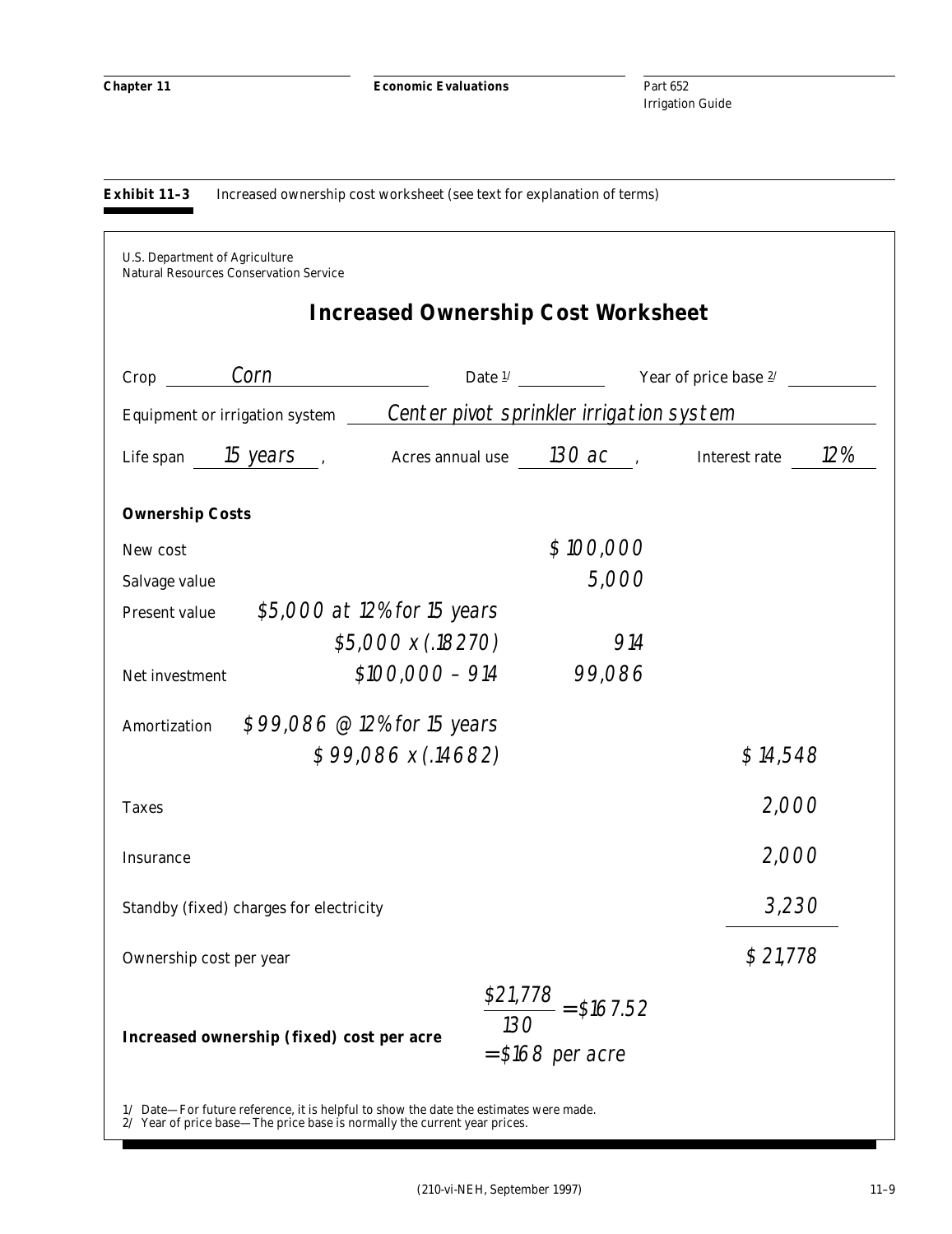**Exhibit 11–3** Increased ownership cost worksheet (see text for explanation of terms)

U.S. Department of Agriculture
Natural Resources Conservation Service

## Increased Ownership Cost Worksheet

Crop *Corn* Date [1/] ____________ Year of price base [2/] ____________

Equipment or irrigation system *Center pivot sprinkler irrigation system*

Life span *15 years* , Acres annual use *130 ac* , Interest rate *12%*

**Ownership Costs**

| | | | |
|---|---|---|---|
| New cost | | *$ 100,000* | |
| Salvage value | | *5,000* | |
| Present value | *$5,000 at 12% for 15 years* | | |
| | *$5,000 x (.18270)* | *914* | |
| Net investment | *$100,000 – 914* | *99,086* | |
| Amortization | *$ 99,086 @ 12% for 15 years* | | |
| | *$ 99,086 x (.14682)* | | *$ 14,548* |
| Taxes | | | *2,000* |
| Insurance | | | *2,000* |
| Standby (fixed) charges for electricity | | | *3,230* |
| Ownership cost per year | | | *$ 21,778* |

**Increased ownership (fixed) cost per acre** $\frac{\$21{,}778}{130} = \$167.52$ $= \$168$ *per acre*

1/ Date—For future reference, it is helpful to show the date the estimates were made.
2/ Year of price base—The price base is normally the current year prices.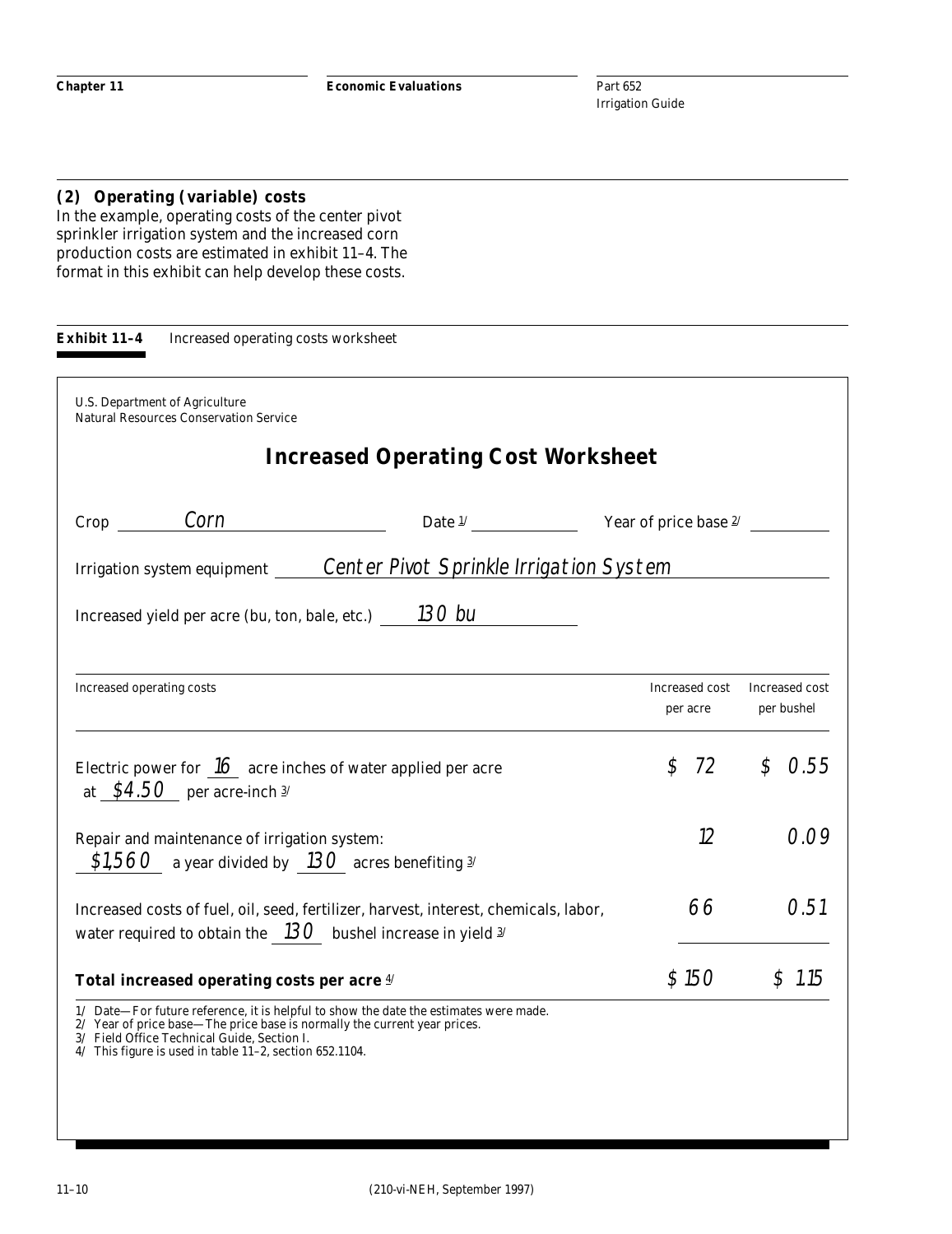#### (2) Operating (variable) costs

In the example, operating costs of the center pivot sprinkler irrigation system and the increased corn production costs are estimated in exhibit 11–4. The format in this exhibit can help develop these costs.

**Exhibit 11–4** Increased operating costs worksheet

U.S. Department of Agriculture
Natural Resources Conservation Service

## Increased Operating Cost Worksheet

Crop *Corn* Date [1/] ______ Year of price base [2/] ______

Irrigation system equipment *Center Pivot Sprinkle Irrigation System*

Increased yield per acre (bu, ton, bale, etc.) *130 bu*

| Increased operating costs | Increased cost per acre | Increased cost per bushel |
|---|---|---|
| Electric power for *16* acre inches of water applied per acre at *$4.50* per acre-inch [3/] | $ 72 | $ 0.55 |
| Repair and maintenance of irrigation system: *$1,560* a year divided by *130* acres benefiting [3/] | 12 | 0.09 |
| Increased costs of fuel, oil, seed, fertilizer, harvest, interest, chemicals, labor, water required to obtain the *130* bushel increase in yield [3/] | 66 | 0.51 |
| **Total increased operating costs per acre** [4/] | $ 150 | $ 1.15 |

1/ Date—For future reference, it is helpful to show the date the estimates were made.
2/ Year of price base—The price base is normally the current year prices.
3/ Field Office Technical Guide, Section I.
4/ This figure is used in table 11–2, section 652.1104.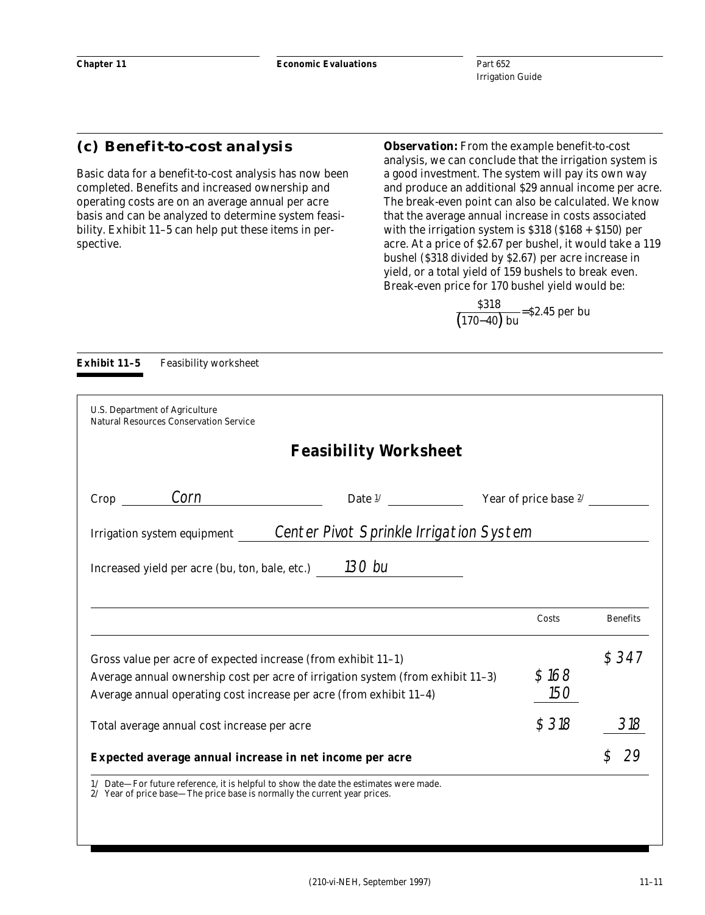## (c) Benefit-to-cost analysis

Basic data for a benefit-to-cost analysis has now been completed. Benefits and increased ownership and operating costs are on an average annual per acre basis and can be analyzed to determine system feasibility. Exhibit 11–5 can help put these items in perspective.

**Observation:** From the example benefit-to-cost analysis, we can conclude that the irrigation system is a good investment. The system will pay its own way and produce an additional $29 annual income per acre. The break-even point can also be calculated. We know that the average annual increase in costs associated with the irrigation system is $318 ($168 + $150) per acre. At a price of $2.67 per bushel, it would take a 119 bushel ($318 divided by $2.67) per acre increase in yield, or a total yield of 159 bushels to break even. Break-even price for 170 bushel yield would be:

$$\frac{\$318}{(170-40)\text{ bu}} = \$2.45 \text{ per bu}$$

**Exhibit 11–5** Feasibility worksheet

U.S. Department of Agriculture
Natural Resources Conservation Service

### Feasibility Worksheet

Crop: *Corn* Date [1/]: ______ Year of price base [2/]: ______

Irrigation system equipment: *Center Pivot Sprinkle Irrigation System*

Increased yield per acre (bu, ton, bale, etc.): *130 bu*

| | Costs | Benefits |
|---|---|---|
| Gross value per acre of expected increase (from exhibit 11–1) | | $ 347 |
| Average annual ownership cost per acre of irrigation system (from exhibit 11–3) | $ 168 | |
| Average annual operating cost increase per acre (from exhibit 11–4) | 150 | |
| Total average annual cost increase per acre | $ 318 | 318 |
| **Expected average annual increase in net income per acre** | | $ 29 |

1/ Date—For future reference, it is helpful to show the date the estimates were made.
2/ Year of price base—The price base is normally the current year prices.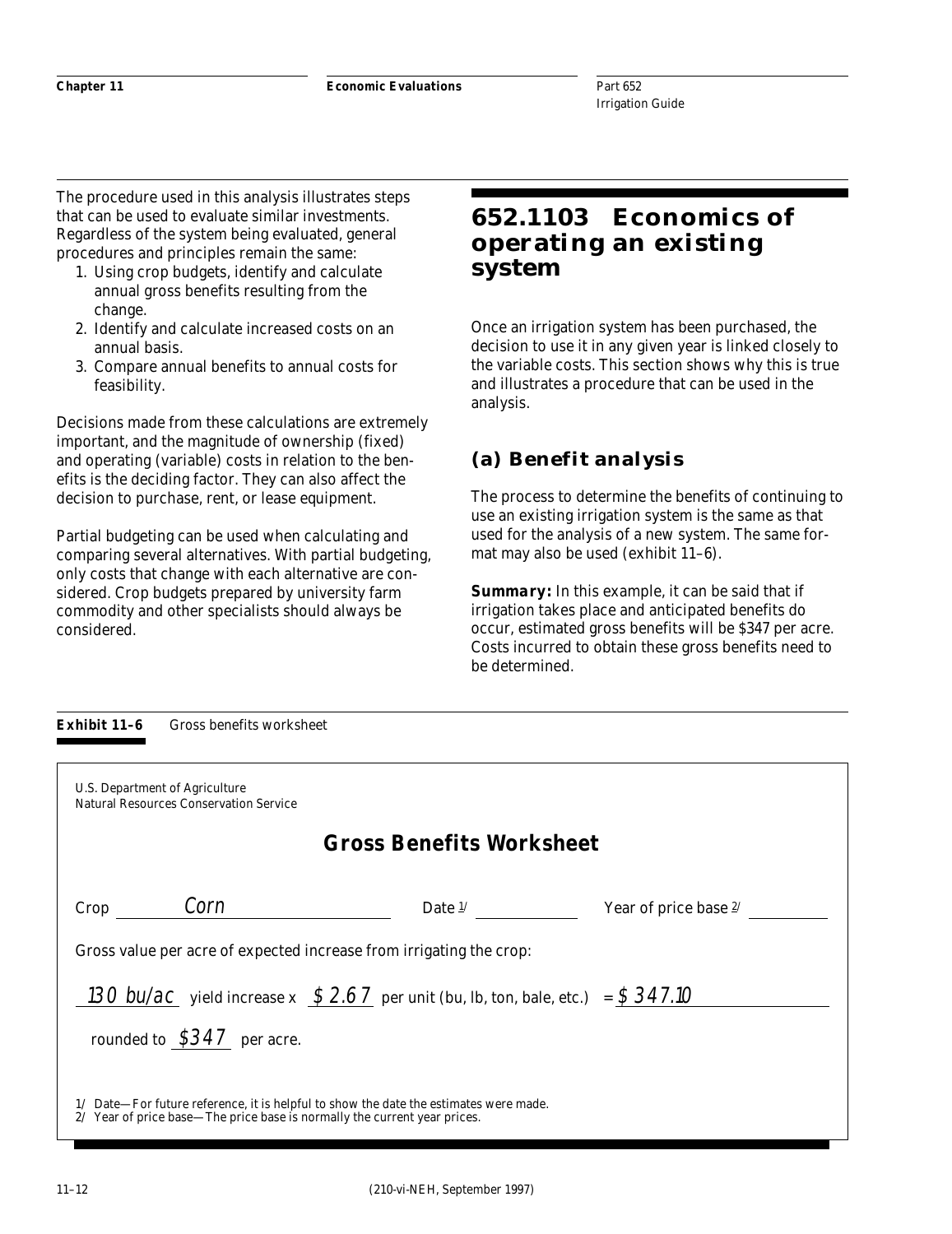The procedure used in this analysis illustrates steps that can be used to evaluate similar investments. Regardless of the system being evaluated, general procedures and principles remain the same:

1. Using crop budgets, identify and calculate annual gross benefits resulting from the change.
2. Identify and calculate increased costs on an annual basis.
3. Compare annual benefits to annual costs for feasibility.

Decisions made from these calculations are extremely important, and the magnitude of ownership (fixed) and operating (variable) costs in relation to the benefits is the deciding factor. They can also affect the decision to purchase, rent, or lease equipment.

Partial budgeting can be used when calculating and comparing several alternatives. With partial budgeting, only costs that change with each alternative are considered. Crop budgets prepared by university farm commodity and other specialists should always be considered.

## 652.1103 Economics of operating an existing system

Once an irrigation system has been purchased, the decision to use it in any given year is linked closely to the variable costs. This section shows why this is true and illustrates a procedure that can be used in the analysis.

### (a) Benefit analysis

The process to determine the benefits of continuing to use an existing irrigation system is the same as that used for the analysis of a new system. The same format may also be used (exhibit 11–6).

***Summary:*** In this example, it can be said that if irrigation takes place and anticipated benefits do occur, estimated gross benefits will be $347 per acre. Costs incurred to obtain these gross benefits need to be determined.

**Exhibit 11–6** Gross benefits worksheet

U.S. Department of Agriculture
Natural Resources Conservation Service

**Gross Benefits Worksheet**

Crop *Corn* Date [1/] ________ Year of price base [2/] ________

Gross value per acre of expected increase from irrigating the crop:

*130 bu/ac* yield increase x *$ 2.67* per unit (bu, lb, ton, bale, etc.) = *$ 347.10*

rounded to *$347* per acre.

1/ Date—For future reference, it is helpful to show the date the estimates were made.
2/ Year of price base—The price base is normally the current year prices.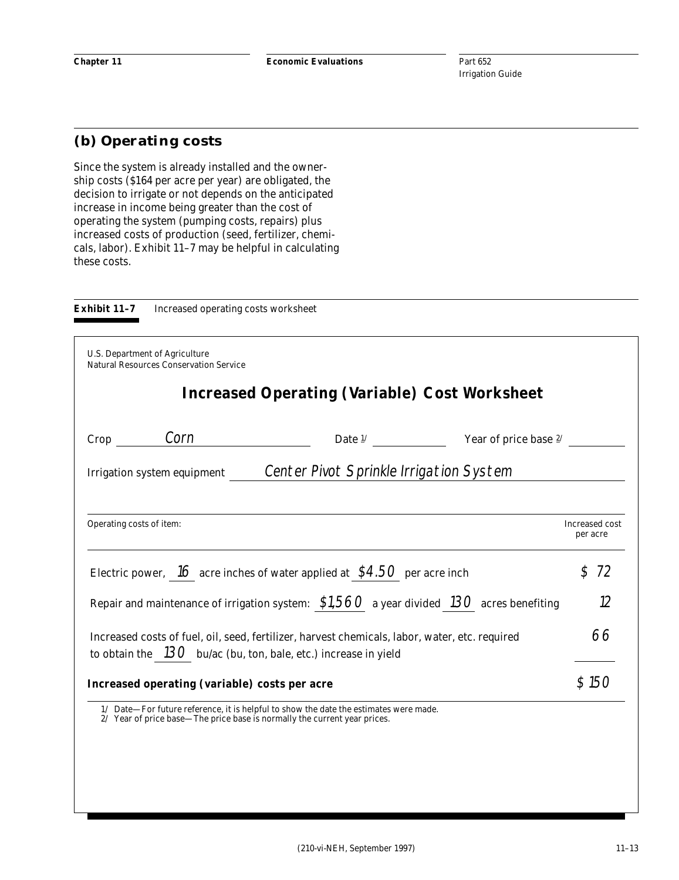## (b) Operating costs

Since the system is already installed and the ownership costs ($164 per acre per year) are obligated, the decision to irrigate or not depends on the anticipated increase in income being greater than the cost of operating the system (pumping costs, repairs) plus increased costs of production (seed, fertilizer, chemicals, labor). Exhibit 11–7 may be helpful in calculating these costs.

**Exhibit 11–7** Increased operating costs worksheet

U.S. Department of Agriculture
Natural Resources Conservation Service

### Increased Operating (Variable) Cost Worksheet

Crop *Corn* Date [1/] \_\_\_\_\_\_ Year of price base [2/] \_\_\_\_\_\_

Irrigation system equipment *Center Pivot Sprinkle Irrigation System*

| Operating costs of item: | Increased cost per acre |
|---|---|
| Electric power, *16* acre inches of water applied at *$4.50* per acre inch | $ 72 |
| Repair and maintenance of irrigation system: *$1,560* a year divided *130* acres benefiting | 12 |
| Increased costs of fuel, oil, seed, fertilizer, harvest chemicals, labor, water, etc. required to obtain the *130* bu/ac (bu, ton, bale, etc.) increase in yield | 66 |
| **Increased operating (variable) costs per acre** | $ 150 |

1/ Date—For future reference, it is helpful to show the date the estimates were made.
2/ Year of price base—The price base is normally the current year prices.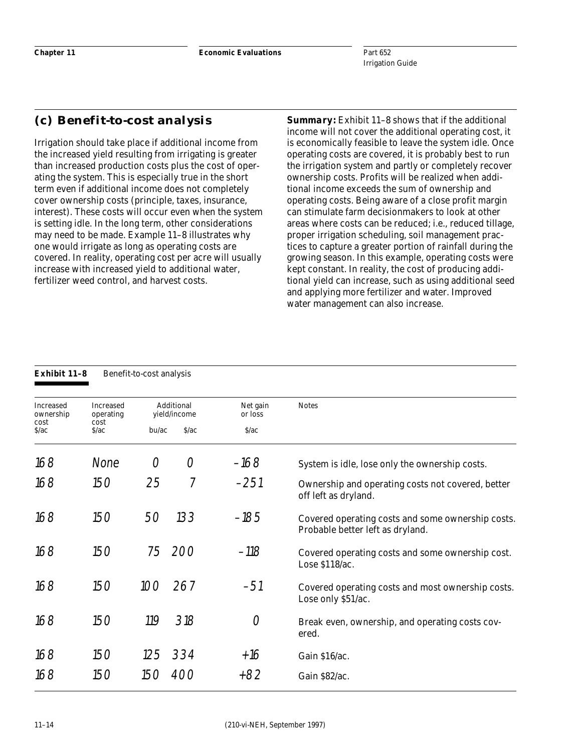## (c) Benefit-to-cost analysis

Irrigation should take place if additional income from the increased yield resulting from irrigating is greater than increased production costs plus the cost of operating the system. This is especially true in the short term even if additional income does not completely cover ownership costs (principle, taxes, insurance, interest). These costs will occur even when the system is setting idle. In the long term, other considerations may need to be made. Example 11–8 illustrates why one would irrigate as long as operating costs are covered. In reality, operating cost per acre will usually increase with increased yield to additional water, fertilizer weed control, and harvest costs.

**Summary:** Exhibit 11–8 shows that if the additional income will not cover the additional operating cost, it is economically feasible to leave the system idle. Once operating costs are covered, it is probably best to run the irrigation system and partly or completely recover ownership costs. Profits will be realized when additional income exceeds the sum of ownership and operating costs. Being aware of a close profit margin can stimulate farm decisionmakers to look at other areas where costs can be reduced; i.e., reduced tillage, proper irrigation scheduling, soil management practices to capture a greater portion of rainfall during the growing season. In this example, operating costs were kept constant. In reality, the cost of producing additional yield can increase, such as using additional seed and applying more fertilizer and water. Improved water management can also increase.

**Exhibit 11–8** Benefit-to-cost analysis

| Increased ownership cost | Increased operating cost | Additional yield/income | | Net gain or loss | Notes |
|---|---|---|---|---|---|
| $/ac | $/ac | bu/ac | $/ac | $/ac | |
| 168 | None | 0 | 0 | –168 | System is idle, lose only the ownership costs. |
| 168 | 150 | 25 | 7 | –251 | Ownership and operating costs not covered, better off left as dryland. |
| 168 | 150 | 50 | 133 | –185 | Covered operating costs and some ownership costs. Probable better left as dryland. |
| 168 | 150 | 75 | 200 | –118 | Covered operating costs and some ownership cost. Lose $118/ac. |
| 168 | 150 | 100 | 267 | –51 | Covered operating costs and most ownership costs. Lose only $51/ac. |
| 168 | 150 | 119 | 318 | 0 | Break even, ownership, and operating costs covered. |
| 168 | 150 | 125 | 334 | +16 | Gain $16/ac. |
| 168 | 150 | 150 | 400 | +82 | Gain $82/ac. |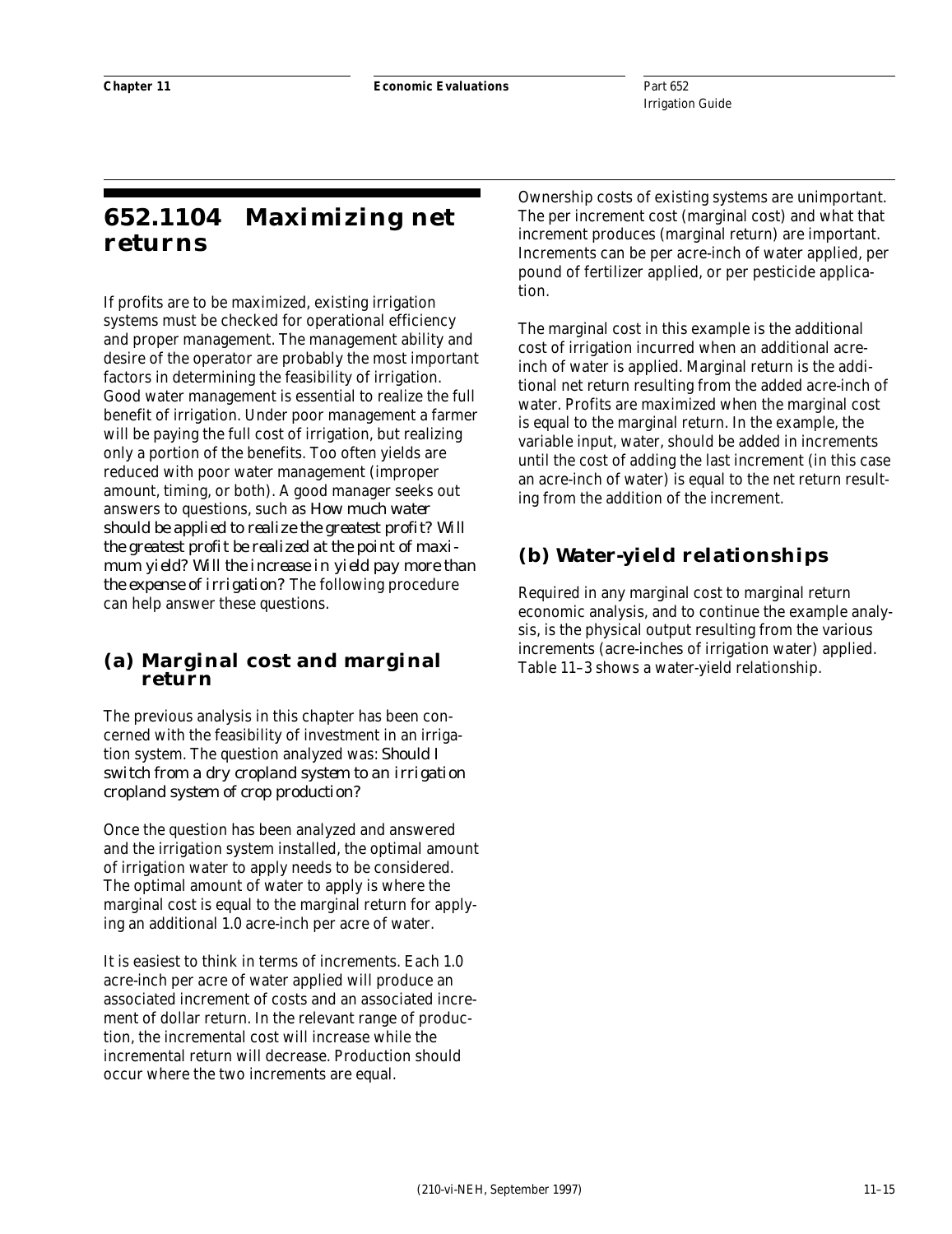## 652.1104 Maximizing net returns

If profits are to be maximized, existing irrigation systems must be checked for operational efficiency and proper management. The management ability and desire of the operator are probably the most important factors in determining the feasibility of irrigation. Good water management is essential to realize the full benefit of irrigation. Under poor management a farmer will be paying the full cost of irrigation, but realizing only a portion of the benefits. Too often yields are reduced with poor water management (improper amount, timing, or both). A good manager seeks out answers to questions, such as *How much water should be applied to realize the greatest profit? Will the greatest profit be realized at the point of maximum yield? Will the increase in yield pay more than the expense of irrigation?* The following procedure can help answer these questions.

### (a) Marginal cost and marginal return

The previous analysis in this chapter has been concerned with the feasibility of investment in an irrigation system. The question analyzed was: *Should I switch from a dry cropland system to an irrigation cropland system of crop production?*

Once the question has been analyzed and answered and the irrigation system installed, the optimal amount of irrigation water to apply needs to be considered. The optimal amount of water to apply is where the marginal cost is equal to the marginal return for applying an additional 1.0 acre-inch per acre of water.

It is easiest to think in terms of increments. Each 1.0 acre-inch per acre of water applied will produce an associated increment of costs and an associated increment of dollar return. In the relevant range of production, the incremental cost will increase while the incremental return will decrease. Production should occur where the two increments are equal.

Ownership costs of existing systems are unimportant. The per increment cost (marginal cost) and what that increment produces (marginal return) are important. Increments can be per acre-inch of water applied, per pound of fertilizer applied, or per pesticide application.

The marginal cost in this example is the additional cost of irrigation incurred when an additional acre-inch of water is applied. Marginal return is the additional net return resulting from the added acre-inch of water. Profits are maximized when the marginal cost is equal to the marginal return. In the example, the variable input, water, should be added in increments until the cost of adding the last increment (in this case an acre-inch of water) is equal to the net return resulting from the addition of the increment.

### (b) Water-yield relationships

Required in any marginal cost to marginal return economic analysis, and to continue the example analysis, is the physical output resulting from the various increments (acre-inches of irrigation water) applied. Table 11–3 shows a water-yield relationship.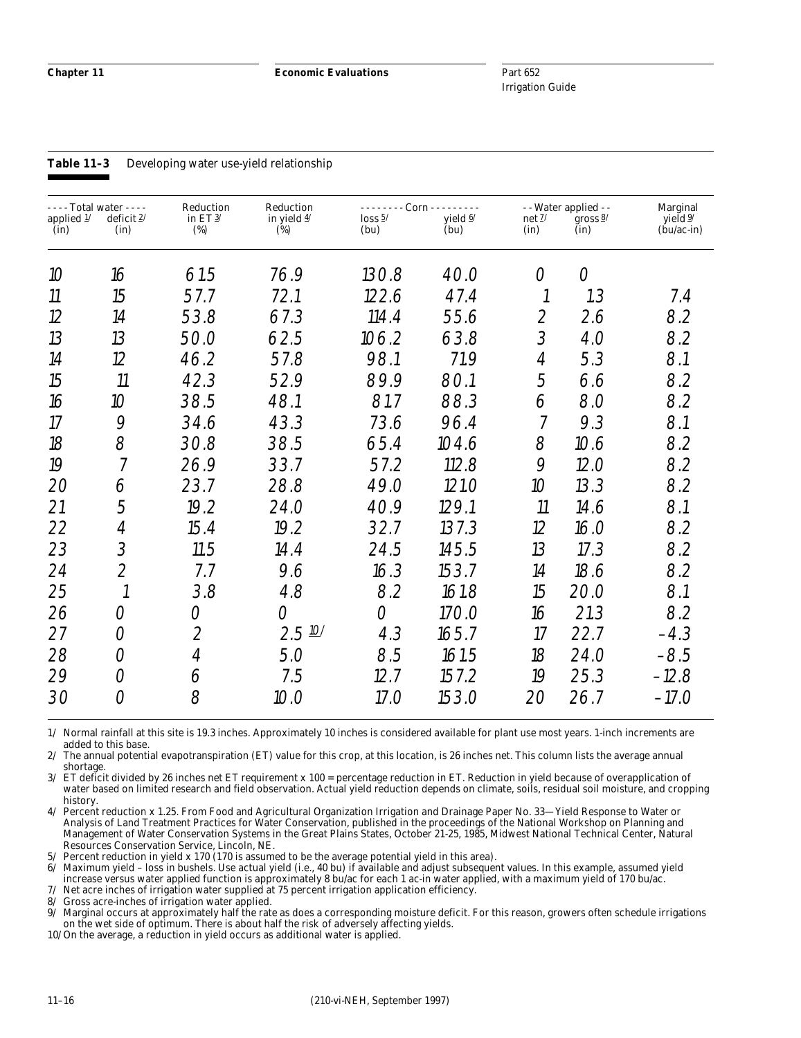**Table 11–3** Developing water use-yield relationship

| ---- Total water ---- | | Reduction | Reduction | -------- Corn --------- | | -- Water applied -- | | Marginal |
|---|---|---|---|---|---|---|---|---|
| applied 1/ (in) | deficit 2/ (in) | in ET 3/ (%) | in yield 4/ (%) | loss 5/ (bu) | yield 6/ (bu) | net 7/ (in) | gross 8/ (in) | yield 9/ (bu/ac-in) |
| 10 | 16 | 61.5 | 76.9 | 130.8 | 40.0 | 0 | 0 | |
| 11 | 15 | 57.7 | 72.1 | 122.6 | 47.4 | 1 | 1.3 | 7.4 |
| 12 | 14 | 53.8 | 67.3 | 114.4 | 55.6 | 2 | 2.6 | 8.2 |
| 13 | 13 | 50.0 | 62.5 | 106.2 | 63.8 | 3 | 4.0 | 8.2 |
| 14 | 12 | 46.2 | 57.8 | 98.1 | 71.9 | 4 | 5.3 | 8.1 |
| 15 | 11 | 42.3 | 52.9 | 89.9 | 80.1 | 5 | 6.6 | 8.2 |
| 16 | 10 | 38.5 | 48.1 | 81.7 | 88.3 | 6 | 8.0 | 8.2 |
| 17 | 9 | 34.6 | 43.3 | 73.6 | 96.4 | 7 | 9.3 | 8.1 |
| 18 | 8 | 30.8 | 38.5 | 65.4 | 104.6 | 8 | 10.6 | 8.2 |
| 19 | 7 | 26.9 | 33.7 | 57.2 | 112.8 | 9 | 12.0 | 8.2 |
| 20 | 6 | 23.7 | 28.8 | 49.0 | 121.0 | 10 | 13.3 | 8.2 |
| 21 | 5 | 19.2 | 24.0 | 40.9 | 129.1 | 11 | 14.6 | 8.1 |
| 22 | 4 | 15.4 | 19.2 | 32.7 | 137.3 | 12 | 16.0 | 8.2 |
| 23 | 3 | 11.5 | 14.4 | 24.5 | 145.5 | 13 | 17.3 | 8.2 |
| 24 | 2 | 7.7 | 9.6 | 16.3 | 153.7 | 14 | 18.6 | 8.2 |
| 25 | 1 | 3.8 | 4.8 | 8.2 | 161.8 | 15 | 20.0 | 8.1 |
| 26 | 0 | 0 | 0 | 0 | 170.0 | 16 | 21.3 | 8.2 |
| 27 | 0 | 2 | 2.5 10/ | 4.3 | 165.7 | 17 | 22.7 | –4.3 |
| 28 | 0 | 4 | 5.0 | 8.5 | 161.5 | 18 | 24.0 | –8.5 |
| 29 | 0 | 6 | 7.5 | 12.7 | 157.2 | 19 | 25.3 | –12.8 |
| 30 | 0 | 8 | 10.0 | 17.0 | 153.0 | 20 | 26.7 | –17.0 |

1/ Normal rainfall at this site is 19.3 inches. Approximately 10 inches is considered available for plant use most years. 1-inch increments are added to this base.

2/ The annual potential evapotranspiration (ET) value for this crop, at this location, is 26 inches net. This column lists the average annual shortage.

3/ ET deficit divided by 26 inches net ET requirement x 100 = percentage reduction in ET. Reduction in yield because of overapplication of water based on limited research and field observation. Actual yield reduction depends on climate, soils, residual soil moisture, and cropping history.

4/ Percent reduction x 1.25. From Food and Agricultural Organization Irrigation and Drainage Paper No. 33—Yield Response to Water or Analysis of Land Treatment Practices for Water Conservation, published in the proceedings of the National Workshop on Planning and Management of Water Conservation Systems in the Great Plains States, October 21-25, 1985, Midwest National Technical Center, Natural Resources Conservation Service, Lincoln, NE.

5/ Percent reduction in yield x 170 (170 is assumed to be the average potential yield in this area).

6/ Maximum yield – loss in bushels. Use actual yield (i.e., 40 bu) if available and adjust subsequent values. In this example, assumed yield increase versus water applied function is approximately 8 bu/ac for each 1 ac-in water applied, with a maximum yield of 170 bu/ac.

7/ Net acre inches of irrigation water supplied at 75 percent irrigation application efficiency.

8/ Gross acre-inches of irrigation water applied.

9/ Marginal occurs at approximately half the rate as does a corresponding moisture deficit. For this reason, growers often schedule irrigations on the wet side of optimum. There is about half the risk of adversely affecting yields.

10/ On the average, a reduction in yield occurs as additional water is applied.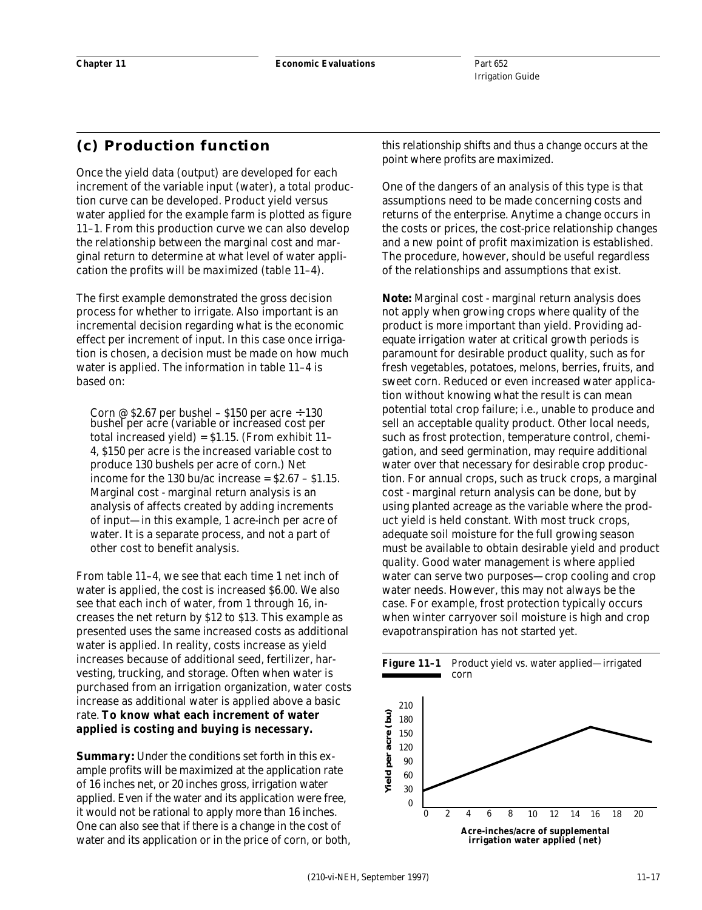## (c) Production function

Once the yield data (output) are developed for each increment of the variable input (water), a total production curve can be developed. Product yield versus water applied for the example farm is plotted as figure 11–1. From this production curve we can also develop the relationship between the marginal cost and marginal return to determine at what level of water application the profits will be maximized (table 11–4).

The first example demonstrated the gross decision process for whether to irrigate. Also important is an incremental decision regarding what is the economic effect per increment of input. In this case once irrigation is chosen, a decision must be made on how much water is applied. The information in table 11–4 is based on:

> Corn @ \$2.67 per bushel – \$150 per acre ÷ 130 bushel per acre (variable or increased cost per total increased yield) = \$1.15. (From exhibit 11–4, \$150 per acre is the increased variable cost to produce 130 bushels per acre of corn.) Net income for the 130 bu/ac increase = \$2.67 – \$1.15. Marginal cost - marginal return analysis is an analysis of affects created by adding increments of input—in this example, 1 acre-inch per acre of water. It is a separate process, and not a part of other cost to benefit analysis.

From table 11–4, we see that each time 1 net inch of water is applied, the cost is increased \$6.00. We also see that each inch of water, from 1 through 16, increases the net return by \$12 to \$13. This example as presented uses the same increased costs as additional water is applied. In reality, costs increase as yield increases because of additional seed, fertilizer, harvesting, trucking, and storage. Often when water is purchased from an irrigation organization, water costs increase as additional water is applied above a basic rate. **To know what each increment of water applied is costing and buying is necessary.**

**Summary:** Under the conditions set forth in this example profits will be maximized at the application rate of 16 inches net, or 20 inches gross, irrigation water applied. Even if the water and its application were free, it would not be rational to apply more than 16 inches. One can also see that if there is a change in the cost of water and its application or in the price of corn, or both, this relationship shifts and thus a change occurs at the point where profits are maximized.

One of the dangers of an analysis of this type is that assumptions need to be made concerning costs and returns of the enterprise. Anytime a change occurs in the costs or prices, the cost-price relationship changes and a new point of profit maximization is established. The procedure, however, should be useful regardless of the relationships and assumptions that exist.

**Note:** Marginal cost - marginal return analysis does not apply when growing crops where quality of the product is more important than yield. Providing adequate irrigation water at critical growth periods is paramount for desirable product quality, such as for fresh vegetables, potatoes, melons, berries, fruits, and sweet corn. Reduced or even increased water application without knowing what the result is can mean potential total crop failure; i.e., unable to produce and sell an acceptable quality product. Other local needs, such as frost protection, temperature control, chemigation, and seed germination, may require additional water over that necessary for desirable crop production. For annual crops, such as truck crops, a marginal cost - marginal return analysis can be done, but by using planted acreage as the variable where the product yield is held constant. With most truck crops, adequate soil moisture for the full growing season must be available to obtain desirable yield and product quality. Good water management is where applied water can serve two purposes—crop cooling and crop water needs. However, this may not always be the case. For example, frost protection typically occurs when winter carryover soil moisture is high and crop evapotranspiration has not started yet.

**Figure 11–1** Product yield vs. water applied—irrigated corn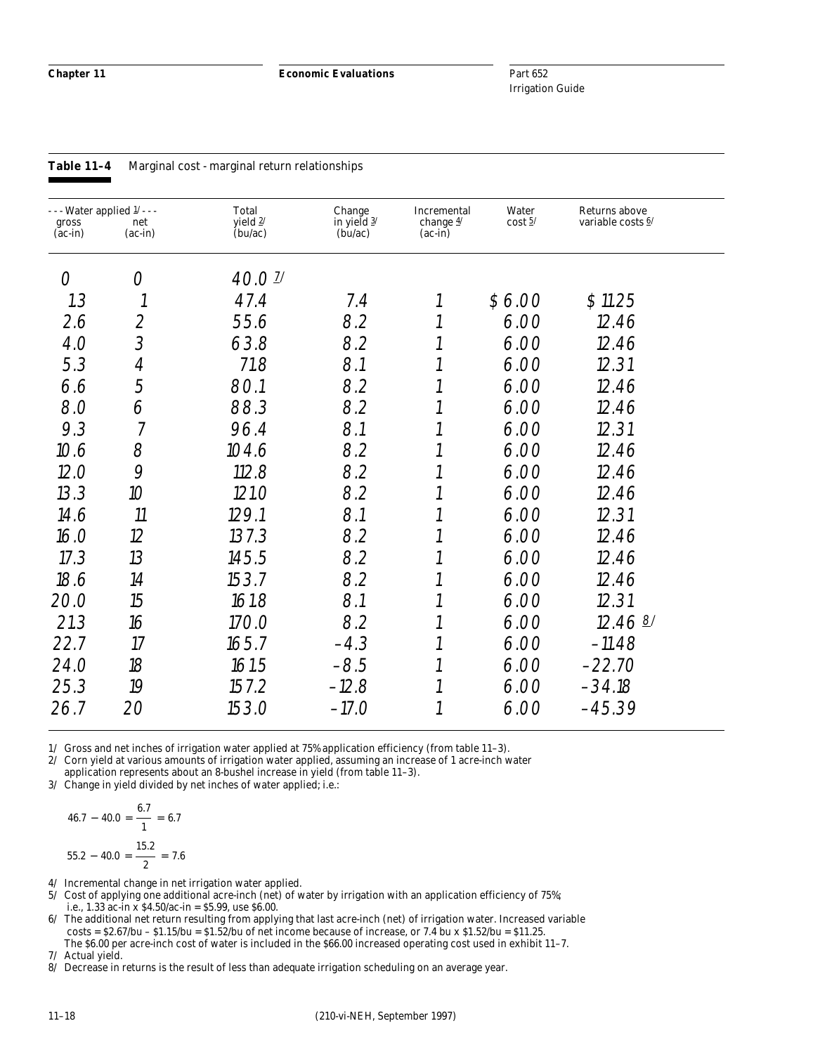**Table 11–4** Marginal cost - marginal return relationships

| --- Water applied 1/ --- gross (ac-in) | net (ac-in) | Total yield 2/ (bu/ac) | Change in yield 3/ (bu/ac) | Incremental change 4/ (ac-in) | Water cost 5/ | Returns above variable costs 6/ |
|---|---|---|---|---|---|---|
| 0 | 0 | 40.0 7/ | | | | |
| 1.3 | 1 | 47.4 | 7.4 | 1 | $ 6.00 | $ 11.25 |
| 2.6 | 2 | 55.6 | 8.2 | 1 | 6.00 | 12.46 |
| 4.0 | 3 | 63.8 | 8.2 | 1 | 6.00 | 12.46 |
| 5.3 | 4 | 71.8 | 8.1 | 1 | 6.00 | 12.31 |
| 6.6 | 5 | 80.1 | 8.2 | 1 | 6.00 | 12.46 |
| 8.0 | 6 | 88.3 | 8.2 | 1 | 6.00 | 12.46 |
| 9.3 | 7 | 96.4 | 8.1 | 1 | 6.00 | 12.31 |
| 10.6 | 8 | 104.6 | 8.2 | 1 | 6.00 | 12.46 |
| 12.0 | 9 | 112.8 | 8.2 | 1 | 6.00 | 12.46 |
| 13.3 | 10 | 121.0 | 8.2 | 1 | 6.00 | 12.46 |
| 14.6 | 11 | 129.1 | 8.1 | 1 | 6.00 | 12.31 |
| 16.0 | 12 | 137.3 | 8.2 | 1 | 6.00 | 12.46 |
| 17.3 | 13 | 145.5 | 8.2 | 1 | 6.00 | 12.46 |
| 18.6 | 14 | 153.7 | 8.2 | 1 | 6.00 | 12.46 |
| 20.0 | 15 | 161.8 | 8.1 | 1 | 6.00 | 12.31 |
| 21.3 | 16 | 170.0 | 8.2 | 1 | 6.00 | 12.46 8/ |
| 22.7 | 17 | 165.7 | –4.3 | 1 | 6.00 | –11.48 |
| 24.0 | 18 | 161.5 | –8.5 | 1 | 6.00 | –22.70 |
| 25.3 | 19 | 157.2 | –12.8 | 1 | 6.00 | –34.18 |
| 26.7 | 20 | 153.0 | –17.0 | 1 | 6.00 | –45.39 |

1/ Gross and net inches of irrigation water applied at 75% application efficiency (from table 11–3).

2/ Corn yield at various amounts of irrigation water applied, assuming an increase of 1 acre-inch water application represents about an 8-bushel increase in yield (from table 11–3).

3/ Change in yield divided by net inches of water applied; i.e.:

$$46.7 - 40.0 = \frac{6.7}{1} = 6.7$$

$$55.2 - 40.0 = \frac{15.2}{2} = 7.6$$

4/ Incremental change in net irrigation water applied.

5/ Cost of applying one additional acre-inch (net) of water by irrigation with an application efficiency of 75%; i.e., 1.33 ac-in x $4.50/ac-in = $5.99, use $6.00.

6/ The additional net return resulting from applying that last acre-inch (net) of irrigation water. Increased variable costs = $2.67/bu – $1.15/bu = $1.52/bu of net income because of increase, or 7.4 bu x $1.52/bu = $11.25. The $6.00 per acre-inch cost of water is included in the $66.00 increased operating cost used in exhibit 11–7.

7/ Actual yield.

8/ Decrease in returns is the result of less than adequate irrigation scheduling on an average year.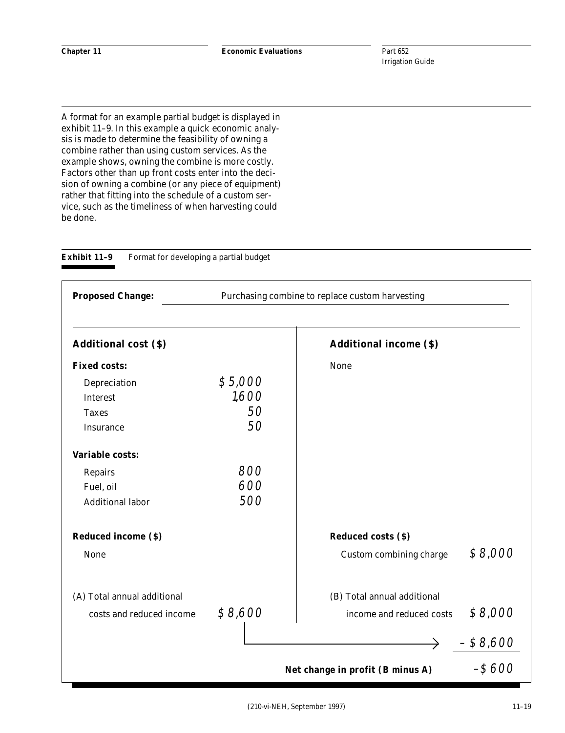A format for an example partial budget is displayed in exhibit 11–9. In this example a quick economic analysis is made to determine the feasibility of owning a combine rather than using custom services. As the example shows, owning the combine is more costly. Factors other than up front costs enter into the decision of owning a combine (or any piece of equipment) rather that fitting into the schedule of a custom service, such as the timeliness of when harvesting could be done.

**Exhibit 11–9** Format for developing a partial budget

**Proposed Change:** Purchasing combine to replace custom harvesting

| **Additional cost ($)** | | **Additional income ($)** | |
|---|---|---|---|
| **Fixed costs:** | | None | |
| Depreciation | $5,000 | | |
| Interest | 1,600 | | |
| Taxes | 50 | | |
| Insurance | 50 | | |
| **Variable costs:** | | | |
| Repairs | 800 | | |
| Fuel, oil | 600 | | |
| Additional labor | 500 | | |
| **Reduced income ($)** | | **Reduced costs ($)** | |
| None | | Custom combining charge | $8,000 |
| (A) Total annual additional costs and reduced income | $8,600 | (B) Total annual additional income and reduced costs | $8,000 |
| | | | – $8,600 |
| | | **Net change in profit (B minus A)** | –$600 |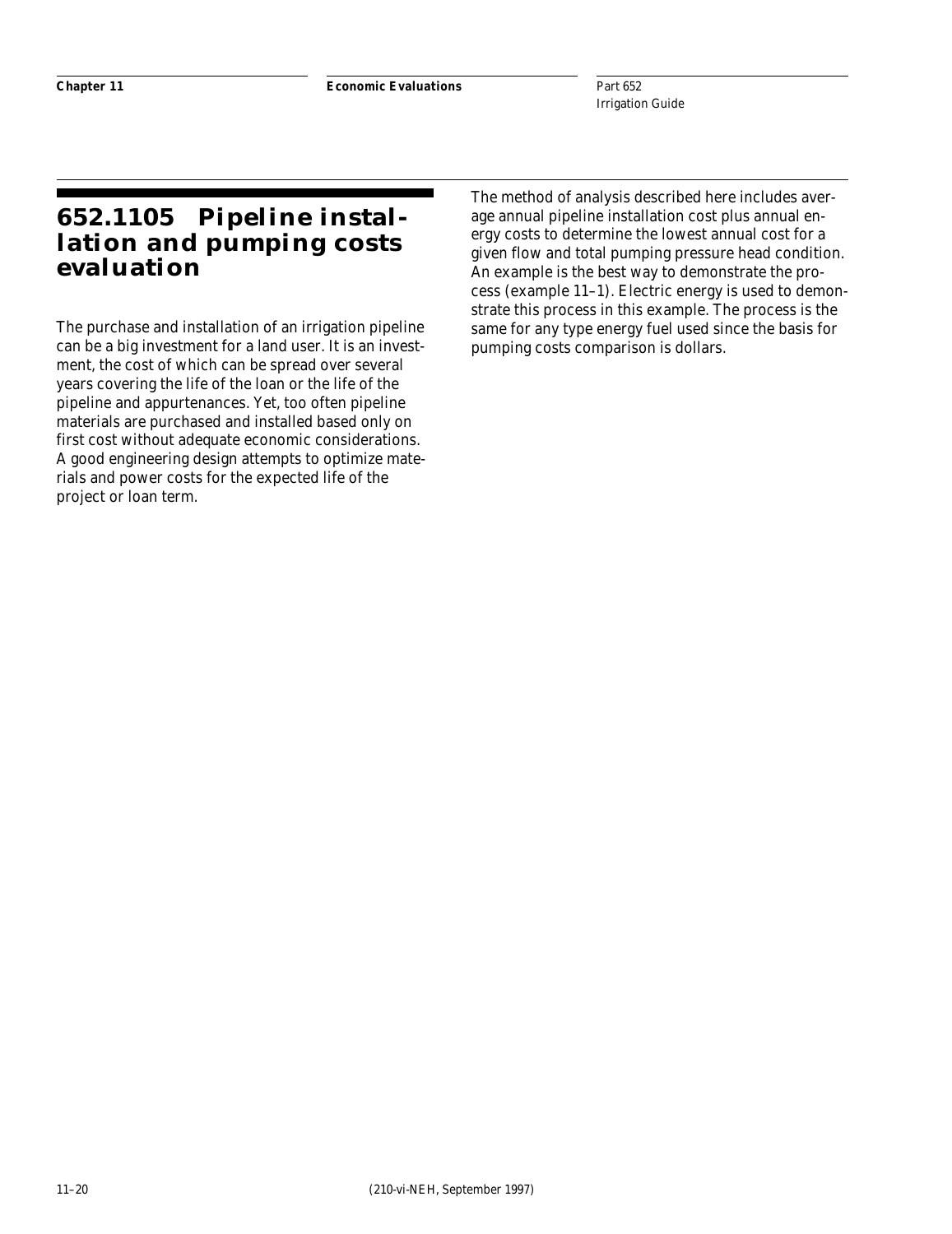## 652.1105 Pipeline installation and pumping costs evaluation

The purchase and installation of an irrigation pipeline can be a big investment for a land user. It is an investment, the cost of which can be spread over several years covering the life of the loan or the life of the pipeline and appurtenances. Yet, too often pipeline materials are purchased and installed based only on first cost without adequate economic considerations. A good engineering design attempts to optimize materials and power costs for the expected life of the project or loan term.

The method of analysis described here includes average annual pipeline installation cost plus annual energy costs to determine the lowest annual cost for a given flow and total pumping pressure head condition. An example is the best way to demonstrate the process (example 11–1). Electric energy is used to demonstrate this process in this example. The process is the same for any type energy fuel used since the basis for pumping costs comparison is dollars.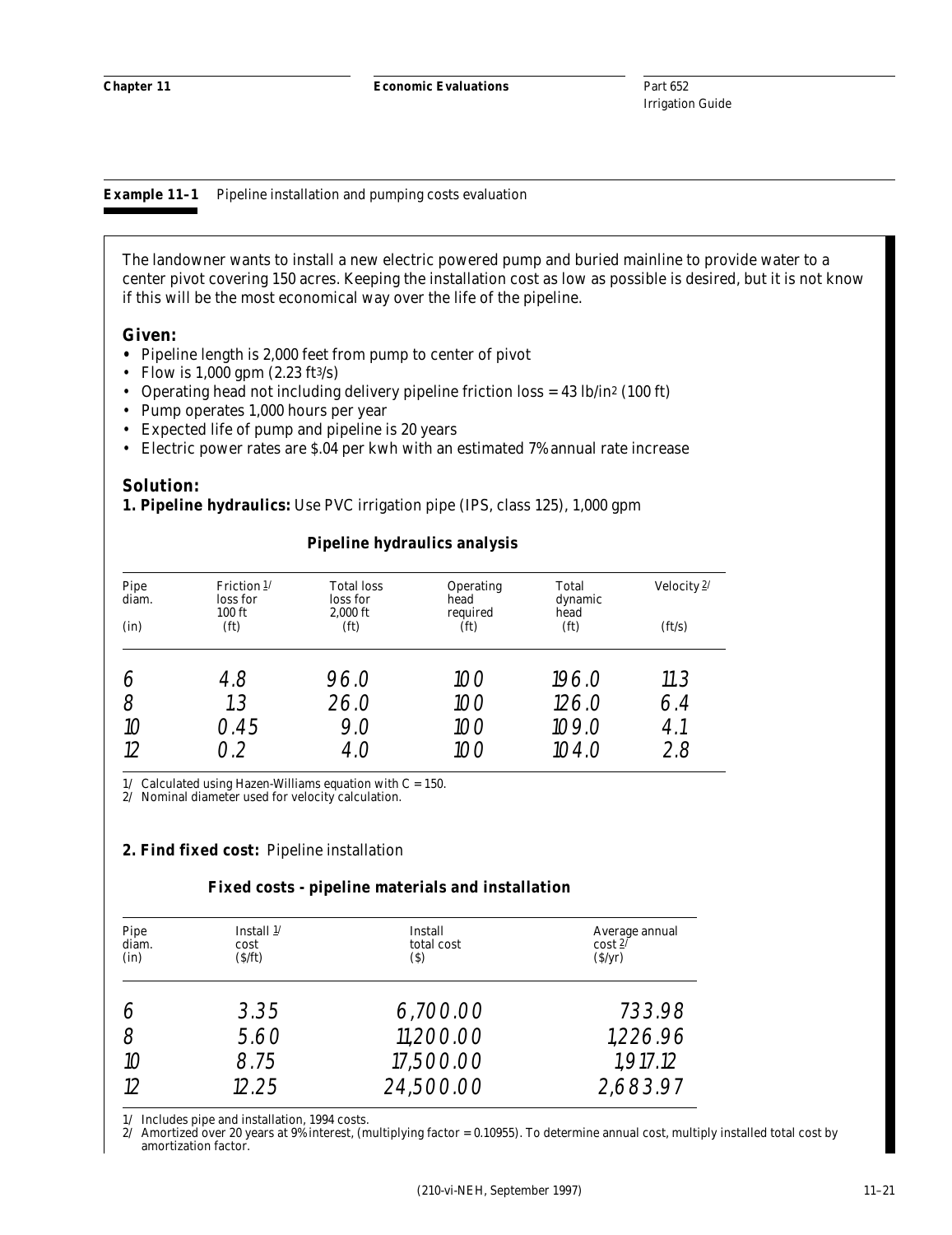**Example 11–1** Pipeline installation and pumping costs evaluation

The landowner wants to install a new electric powered pump and buried mainline to provide water to a center pivot covering 150 acres. Keeping the installation cost as low as possible is desired, but it is not know if this will be the most economical way over the life of the pipeline.

**Given:**

- Pipeline length is 2,000 feet from pump to center of pivot
- Flow is 1,000 gpm (2.23 $ft^3/s$)
- Operating head not including delivery pipeline friction loss = 43 $lb/in^2$ (100 ft)
- Pump operates 1,000 hours per year
- Expected life of pump and pipeline is 20 years
- Electric power rates are $.04 per kwh with an estimated 7% annual rate increase

**Solution:**

**1. Pipeline hydraulics:** Use PVC irrigation pipe (IPS, class 125), 1,000 gpm

**Pipeline hydraulics analysis**

| Pipe diam. (in) | Friction [1/] loss for 100 ft (ft) | Total loss loss for 2,000 ft (ft) | Operating head required (ft) | Total dynamic head (ft) | Velocity [2/] (ft/s) |
|---|---|---|---|---|---|
| 6 | 4.8 | 96.0 | 100 | 196.0 | 11.3 |
| 8 | 1.3 | 26.0 | 100 | 126.0 | 6.4 |
| 10 | 0.45 | 9.0 | 100 | 109.0 | 4.1 |
| 12 | 0.2 | 4.0 | 100 | 104.0 | 2.8 |

1/ Calculated using Hazen-Williams equation with C = 150.
2/ Nominal diameter used for velocity calculation.

**2. Find fixed cost:** Pipeline installation

**Fixed costs - pipeline materials and installation**

| Pipe diam. (in) | Install [1/] cost ($/ft) | Install total cost ($) | Average annual cost [2/] ($/yr) |
|---|---|---|---|
| 6 | 3.35 | 6,700.00 | 733.98 |
| 8 | 5.60 | 11,200.00 | 1,226.96 |
| 10 | 8.75 | 17,500.00 | 1,917.12 |
| 12 | 12.25 | 24,500.00 | 2,683.97 |

1/ Includes pipe and installation, 1994 costs.
2/ Amortized over 20 years at 9% interest, (multiplying factor = 0.10955). To determine annual cost, multiply installed total cost by amortization factor.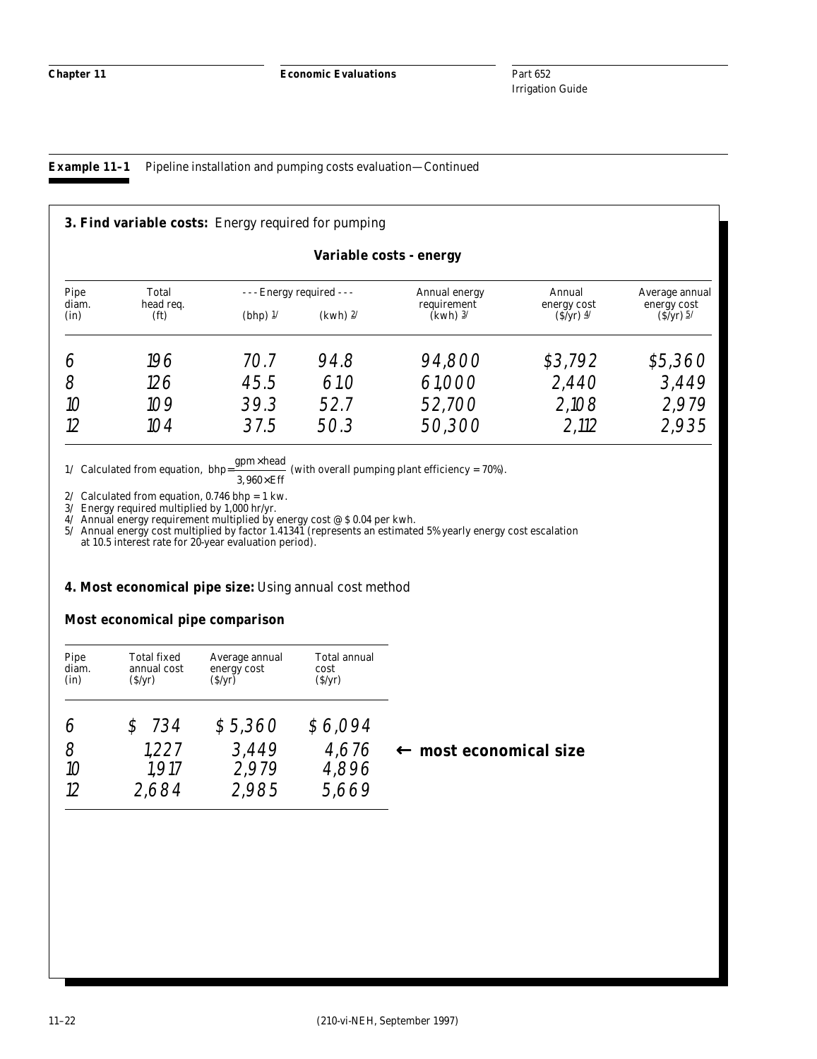**Example 11–1** Pipeline installation and pumping costs evaluation—Continued

**3. Find variable costs:** Energy required for pumping

**Variable costs - energy**

| Pipe diam. (in) | Total head req. (ft) | --- Energy required --- (bhp) 1/ | (kwh) 2/ | Annual energy requirement (kwh) 3/ | Annual energy cost ($/yr) 4/ | Average annual energy cost ($/yr) 5/ |
|---|---|---|---|---|---|---|
| 6 | 196 | 70.7 | 94.8 | 94,800 | $3,792 | $5,360 |
| 8 | 126 | 45.5 | 61.0 | 61,000 | 2,440 | 3,449 |
| 10 | 109 | 39.3 | 52.7 | 52,700 | 2,108 | 2,979 |
| 12 | 104 | 37.5 | 50.3 | 50,300 | 2,112 | 2,935 |

1/ Calculated from equation, $bhp = \frac{gpm \times head}{3,960 \times Eff}$ (with overall pumping plant efficiency = 70%).

2/ Calculated from equation, 0.746 bhp = 1 kw.

3/ Energy required multiplied by 1,000 hr/yr.

4/ Annual energy requirement multiplied by energy cost @ $ 0.04 per kwh.

5/ Annual energy cost multiplied by factor 1.41341 (represents an estimated 5% yearly energy cost escalation at 10.5 interest rate for 20-year evaluation period).

**4. Most economical pipe size:** Using annual cost method

**Most economical pipe comparison**

| Pipe diam. (in) | Total fixed annual cost ($/yr) | Average annual energy cost ($/yr) | Total annual cost ($/yr) | |
|---|---|---|---|---|
| 6 | $ 734 | $ 5,360 | $ 6,094 | |
| 8 | 1,227 | 3,449 | 4,676 | ← **most economical size** |
| 10 | 1,917 | 2,979 | 4,896 | |
| 12 | 2,684 | 2,985 | 5,669 | |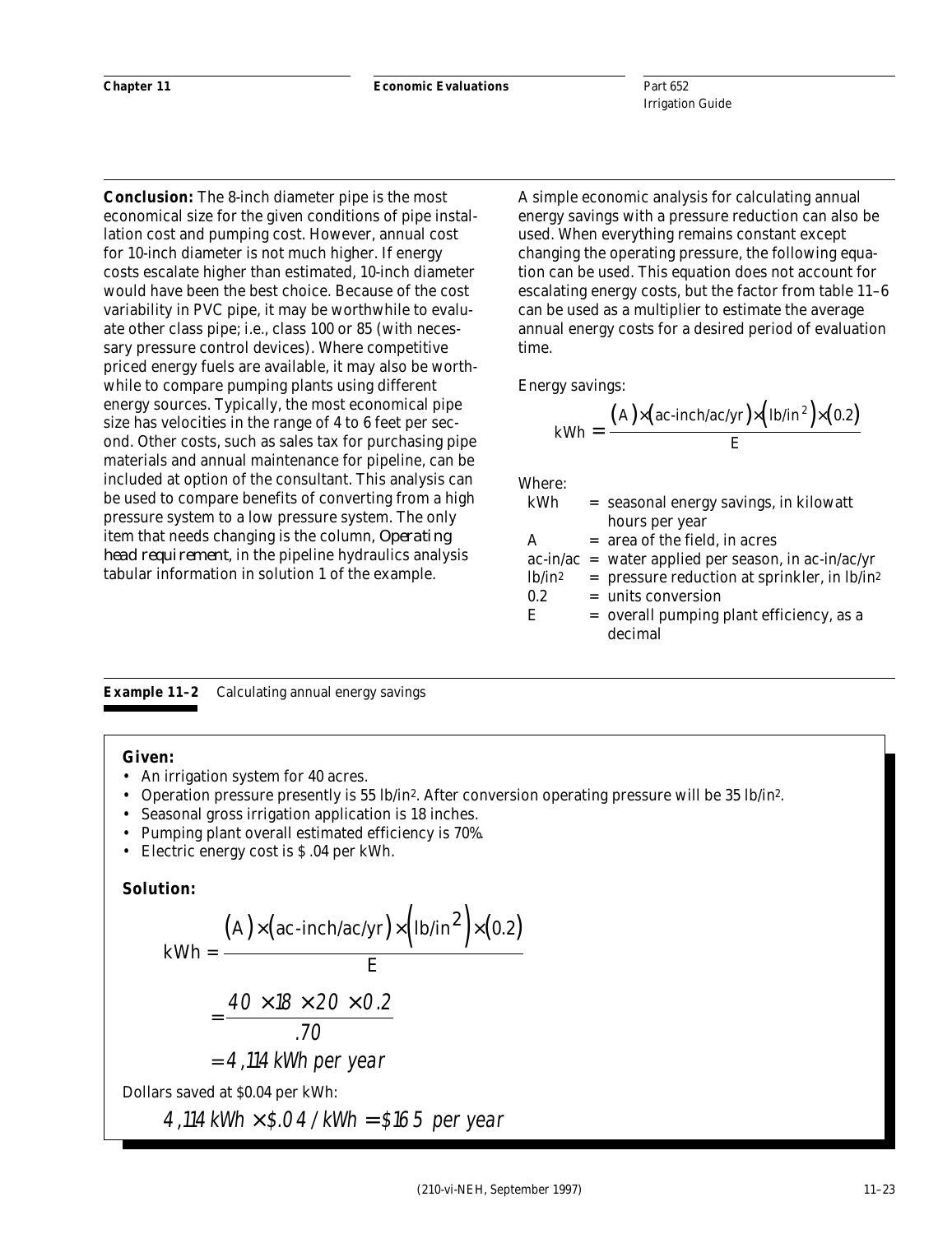**Conclusion:** The 8-inch diameter pipe is the most economical size for the given conditions of pipe installation cost and pumping cost. However, annual cost for 10-inch diameter is not much higher. If energy costs escalate higher than estimated, 10-inch diameter would have been the best choice. Because of the cost variability in PVC pipe, it may be worthwhile to evaluate other class pipe; i.e., class 100 or 85 (with necessary pressure control devices). Where competitive priced energy fuels are available, it may also be worthwhile to compare pumping plants using different energy sources. Typically, the most economical pipe size has velocities in the range of 4 to 6 feet per second. Other costs, such as sales tax for purchasing pipe materials and annual maintenance for pipeline, can be included at option of the consultant. This analysis can be used to compare benefits of converting from a high pressure system to a low pressure system. The only item that needs changing is the column, *Operating head requirement*, in the pipeline hydraulics analysis tabular information in solution 1 of the example.

A simple economic analysis for calculating annual energy savings with a pressure reduction can also be used. When everything remains constant except changing the operating pressure, the following equation can be used. This equation does not account for escalating energy costs, but the factor from table 11–6 can be used as a multiplier to estimate the average annual energy costs for a desired period of evaluation time.

Energy savings:

$$\text{kWh} = \frac{(A)\times(\text{ac-inch/ac/yr})\times(\text{lb/in}^2)\times(0.2)}{E}$$

Where:

- kWh = seasonal energy savings, in kilowatt hours per year
- A = area of the field, in acres
- ac-in/ac = water applied per season, in ac-in/ac/yr
- $\text{lb/in}^2$ = pressure reduction at sprinkler, in $\text{lb/in}^2$
- 0.2 = units conversion
- E = overall pumping plant efficiency, as a decimal

**Example 11–2** Calculating annual energy savings

**Given:**

- An irrigation system for 40 acres.
- Operation pressure presently is 55 $\text{lb/in}^2$. After conversion operating pressure will be 35 $\text{lb/in}^2$.
- Seasonal gross irrigation application is 18 inches.
- Pumping plant overall estimated efficiency is 70%.
- Electric energy cost is $ .04 per kWh.

**Solution:**

$$\text{kWh} = \frac{(A)\times(\text{ac-inch/ac/yr})\times(\text{lb/in}^2)\times(0.2)}{E}$$

$$= \frac{40 \times 18 \times 20 \times 0.2}{.70}$$

$$= 4{,}114 \text{ kWh per year}$$

Dollars saved at $0.04 per kWh:

$$4{,}114 \text{ kWh} \times \$.04/\text{kWh} = \$165 \text{ per year}$$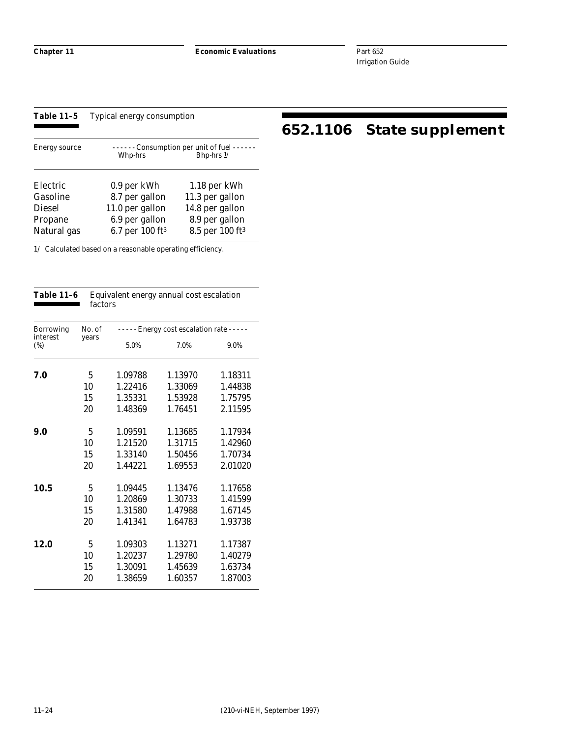**Table 11–5** Typical energy consumption

| Energy source | Consumption per unit of fuel Whp-hrs | Consumption per unit of fuel Bhp-hrs [1/] |
|---|---|---|
| Electric | 0.9 per kWh | 1.18 per kWh |
| Gasoline | 8.7 per gallon | 11.3 per gallon |
| Diesel | 11.0 per gallon | 14.8 per gallon |
| Propane | 6.9 per gallon | 8.9 per gallon |
| Natural gas | 6.7 per 100 $ft^3$ | 8.5 per 100 $ft^3$ |

1/ Calculated based on a reasonable operating efficiency.

**Table 11–6** Equivalent energy annual cost escalation factors

| Borrowing interest (%) | No. of years | Energy cost escalation rate 5.0% | 7.0% | 9.0% |
|---|---|---|---|---|
| **7.0** | 5 | 1.09788 | 1.13970 | 1.18311 |
| | 10 | 1.22416 | 1.33069 | 1.44838 |
| | 15 | 1.35331 | 1.53928 | 1.75795 |
| | 20 | 1.48369 | 1.76451 | 2.11595 |
| **9.0** | 5 | 1.09591 | 1.13685 | 1.17934 |
| | 10 | 1.21520 | 1.31715 | 1.42960 |
| | 15 | 1.33140 | 1.50456 | 1.70734 |
| | 20 | 1.44221 | 1.69553 | 2.01020 |
| **10.5** | 5 | 1.09445 | 1.13476 | 1.17658 |
| | 10 | 1.20869 | 1.30733 | 1.41599 |
| | 15 | 1.31580 | 1.47988 | 1.67145 |
| | 20 | 1.41341 | 1.64783 | 1.93738 |
| **12.0** | 5 | 1.09303 | 1.13271 | 1.17387 |
| | 10 | 1.20237 | 1.29780 | 1.40279 |
| | 15 | 1.30091 | 1.45639 | 1.63734 |
| | 20 | 1.38659 | 1.60357 | 1.87003 |

## 652.1106 State supplement